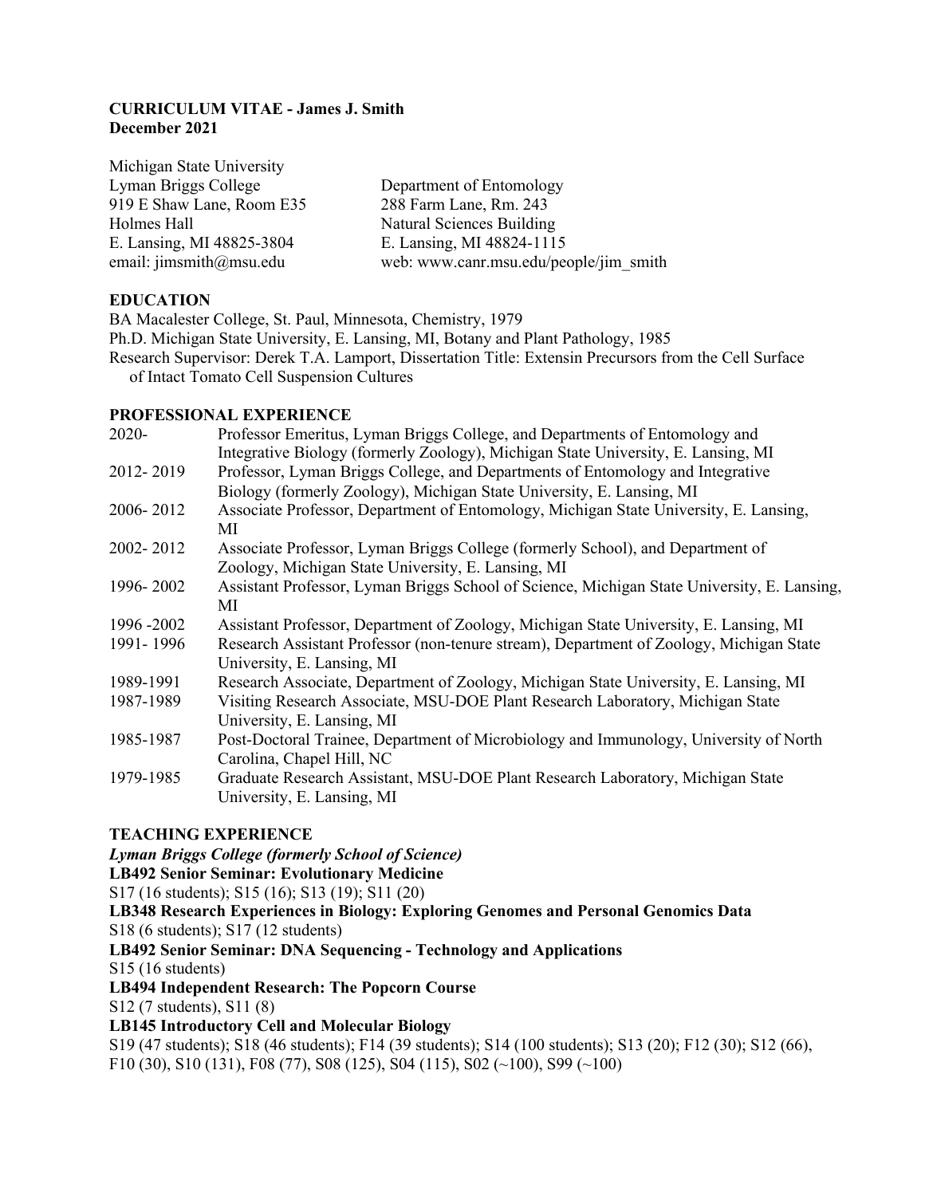**CURRICULUM VITAE - James J. Smith**
**December 2021**

| | |
|---|---|
| Michigan State University | |
| Lyman Briggs College | Department of Entomology |
| 919 E Shaw Lane, Room E35 | 288 Farm Lane, Rm. 243 |
| Holmes Hall | Natural Sciences Building |
| E. Lansing, MI 48825-3804 | E. Lansing, MI 48824-1115 |
| email: jimsmith@msu.edu | web: www.canr.msu.edu/people/jim_smith |

## EDUCATION

BA Macalester College, St. Paul, Minnesota, Chemistry, 1979
Ph.D. Michigan State University, E. Lansing, MI, Botany and Plant Pathology, 1985
Research Supervisor: Derek T.A. Lamport, Dissertation Title: Extensin Precursors from the Cell Surface of Intact Tomato Cell Suspension Cultures

## PROFESSIONAL EXPERIENCE

| | |
|---|---|
| 2020- | Professor Emeritus, Lyman Briggs College, and Departments of Entomology and Integrative Biology (formerly Zoology), Michigan State University, E. Lansing, MI |
| 2012- 2019 | Professor, Lyman Briggs College, and Departments of Entomology and Integrative Biology (formerly Zoology), Michigan State University, E. Lansing, MI |
| 2006- 2012 | Associate Professor, Department of Entomology, Michigan State University, E. Lansing, MI |
| 2002- 2012 | Associate Professor, Lyman Briggs College (formerly School), and Department of Zoology, Michigan State University, E. Lansing, MI |
| 1996- 2002 | Assistant Professor, Lyman Briggs School of Science, Michigan State University, E. Lansing, MI |
| 1996 -2002 | Assistant Professor, Department of Zoology, Michigan State University, E. Lansing, MI |
| 1991- 1996 | Research Assistant Professor (non-tenure stream), Department of Zoology, Michigan State University, E. Lansing, MI |
| 1989-1991 | Research Associate, Department of Zoology, Michigan State University, E. Lansing, MI |
| 1987-1989 | Visiting Research Associate, MSU-DOE Plant Research Laboratory, Michigan State University, E. Lansing, MI |
| 1985-1987 | Post-Doctoral Trainee, Department of Microbiology and Immunology, University of North Carolina, Chapel Hill, NC |
| 1979-1985 | Graduate Research Assistant, MSU-DOE Plant Research Laboratory, Michigan State University, E. Lansing, MI |

## TEACHING EXPERIENCE

***Lyman Briggs College (formerly School of Science)***

**LB492 Senior Seminar: Evolutionary Medicine**
S17 (16 students); S15 (16); S13 (19); S11 (20)

**LB348 Research Experiences in Biology: Exploring Genomes and Personal Genomics Data**
S18 (6 students); S17 (12 students)

**LB492 Senior Seminar: DNA Sequencing - Technology and Applications**
S15 (16 students)

**LB494 Independent Research: The Popcorn Course**
S12 (7 students), S11 (8)

**LB145 Introductory Cell and Molecular Biology**
S19 (47 students); S18 (46 students); F14 (39 students); S14 (100 students); S13 (20); F12 (30); S12 (66), F10 (30), S10 (131), F08 (77), S08 (125), S04 (115), S02 (~100), S99 (~100)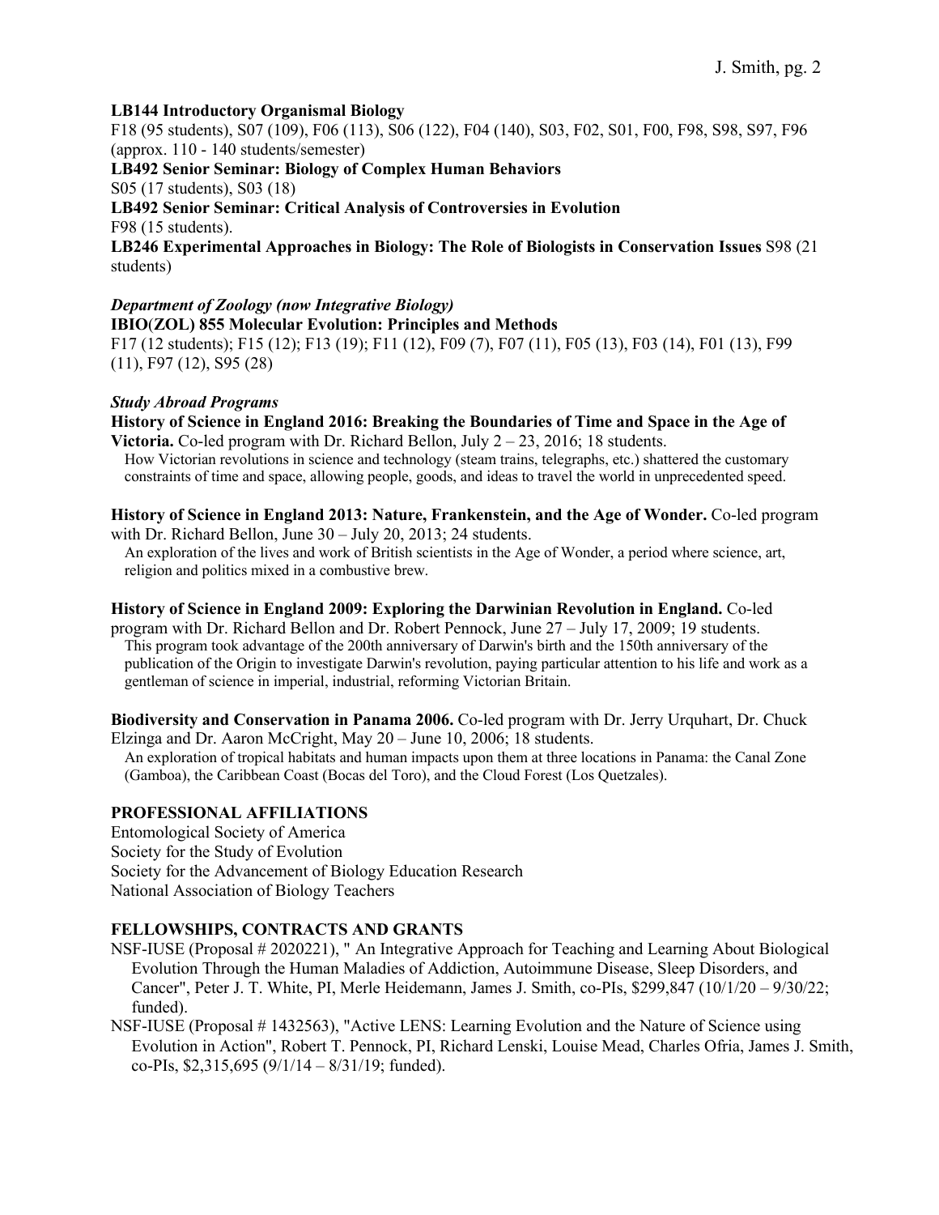**LB144 Introductory Organismal Biology**
F18 (95 students), S07 (109), F06 (113), S06 (122), F04 (140), S03, F02, S01, F00, F98, S98, S97, F96 (approx. 110 - 140 students/semester)
**LB492 Senior Seminar: Biology of Complex Human Behaviors**
S05 (17 students), S03 (18)
**LB492 Senior Seminar: Critical Analysis of Controversies in Evolution**
F98 (15 students).
**LB246 Experimental Approaches in Biology: The Role of Biologists in Conservation Issues** S98 (21 students)

***Department of Zoology (now Integrative Biology)***
**IBIO(ZOL) 855 Molecular Evolution: Principles and Methods**
F17 (12 students); F15 (12); F13 (19); F11 (12), F09 (7), F07 (11), F05 (13), F03 (14), F01 (13), F99 (11), F97 (12), S95 (28)

***Study Abroad Programs***
**History of Science in England 2016: Breaking the Boundaries of Time and Space in the Age of Victoria.** Co-led program with Dr. Richard Bellon, July 2 – 23, 2016; 18 students.
How Victorian revolutions in science and technology (steam trains, telegraphs, etc.) shattered the customary constraints of time and space, allowing people, goods, and ideas to travel the world in unprecedented speed.

**History of Science in England 2013: Nature, Frankenstein, and the Age of Wonder.** Co-led program with Dr. Richard Bellon, June 30 – July 20, 2013; 24 students.
An exploration of the lives and work of British scientists in the Age of Wonder, a period where science, art, religion and politics mixed in a combustive brew.

**History of Science in England 2009: Exploring the Darwinian Revolution in England.** Co-led program with Dr. Richard Bellon and Dr. Robert Pennock, June 27 – July 17, 2009; 19 students.
This program took advantage of the 200th anniversary of Darwin's birth and the 150th anniversary of the publication of the Origin to investigate Darwin's revolution, paying particular attention to his life and work as a gentleman of science in imperial, industrial, reforming Victorian Britain.

**Biodiversity and Conservation in Panama 2006.** Co-led program with Dr. Jerry Urquhart, Dr. Chuck Elzinga and Dr. Aaron McCright, May 20 – June 10, 2006; 18 students.
An exploration of tropical habitats and human impacts upon them at three locations in Panama: the Canal Zone (Gamboa), the Caribbean Coast (Bocas del Toro), and the Cloud Forest (Los Quetzales).

## PROFESSIONAL AFFILIATIONS

Entomological Society of America
Society for the Study of Evolution
Society for the Advancement of Biology Education Research
National Association of Biology Teachers

## FELLOWSHIPS, CONTRACTS AND GRANTS

NSF-IUSE (Proposal # 2020221), " An Integrative Approach for Teaching and Learning About Biological Evolution Through the Human Maladies of Addiction, Autoimmune Disease, Sleep Disorders, and Cancer", Peter J. T. White, PI, Merle Heidemann, James J. Smith, co-PIs, $299,847 (10/1/20 – 9/30/22; funded).

NSF-IUSE (Proposal # 1432563), "Active LENS: Learning Evolution and the Nature of Science using Evolution in Action", Robert T. Pennock, PI, Richard Lenski, Louise Mead, Charles Ofria, James J. Smith, co-PIs, $2,315,695 (9/1/14 – 8/31/19; funded).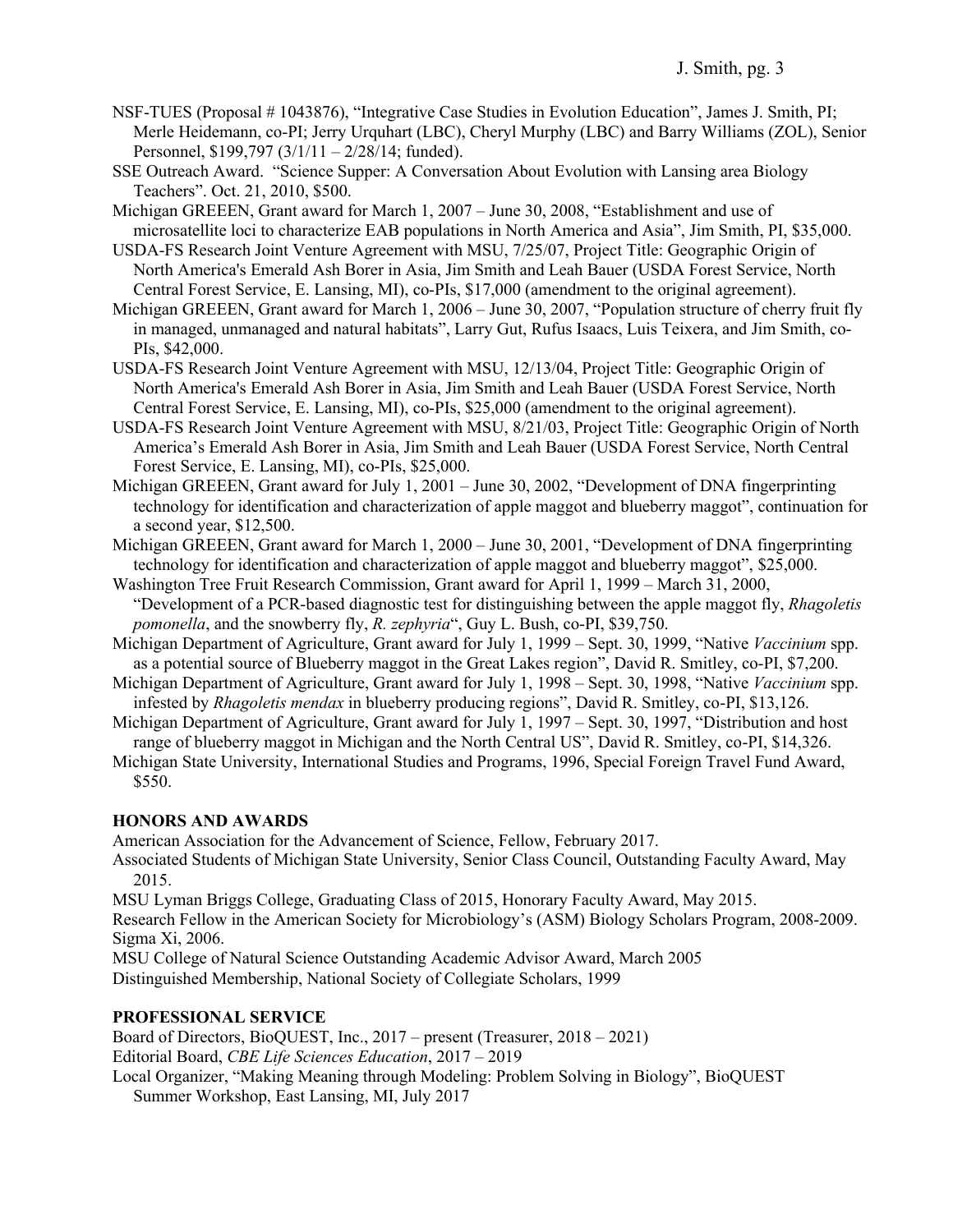NSF-TUES (Proposal # 1043876), "Integrative Case Studies in Evolution Education", James J. Smith, PI; Merle Heidemann, co-PI; Jerry Urquhart (LBC), Cheryl Murphy (LBC) and Barry Williams (ZOL), Senior Personnel, $199,797 (3/1/11 – 2/28/14; funded).

SSE Outreach Award. "Science Supper: A Conversation About Evolution with Lansing area Biology Teachers". Oct. 21, 2010, $500.

Michigan GREEEN, Grant award for March 1, 2007 – June 30, 2008, "Establishment and use of microsatellite loci to characterize EAB populations in North America and Asia", Jim Smith, PI, $35,000.

USDA-FS Research Joint Venture Agreement with MSU, 7/25/07, Project Title: Geographic Origin of North America's Emerald Ash Borer in Asia, Jim Smith and Leah Bauer (USDA Forest Service, North Central Forest Service, E. Lansing, MI), co-PIs, $17,000 (amendment to the original agreement).

Michigan GREEEN, Grant award for March 1, 2006 – June 30, 2007, "Population structure of cherry fruit fly in managed, unmanaged and natural habitats", Larry Gut, Rufus Isaacs, Luis Teixera, and Jim Smith, co-PIs, $42,000.

USDA-FS Research Joint Venture Agreement with MSU, 12/13/04, Project Title: Geographic Origin of North America's Emerald Ash Borer in Asia, Jim Smith and Leah Bauer (USDA Forest Service, North Central Forest Service, E. Lansing, MI), co-PIs, $25,000 (amendment to the original agreement).

USDA-FS Research Joint Venture Agreement with MSU, 8/21/03, Project Title: Geographic Origin of North America's Emerald Ash Borer in Asia, Jim Smith and Leah Bauer (USDA Forest Service, North Central Forest Service, E. Lansing, MI), co-PIs, $25,000.

Michigan GREEEN, Grant award for July 1, 2001 – June 30, 2002, "Development of DNA fingerprinting technology for identification and characterization of apple maggot and blueberry maggot", continuation for a second year, $12,500.

Michigan GREEEN, Grant award for March 1, 2000 – June 30, 2001, "Development of DNA fingerprinting technology for identification and characterization of apple maggot and blueberry maggot", $25,000.

Washington Tree Fruit Research Commission, Grant award for April 1, 1999 – March 31, 2000, "Development of a PCR-based diagnostic test for distinguishing between the apple maggot fly, *Rhagoletis pomonella*, and the snowberry fly, *R. zephyria*", Guy L. Bush, co-PI, $39,750.

Michigan Department of Agriculture, Grant award for July 1, 1999 – Sept. 30, 1999, "Native *Vaccinium* spp. as a potential source of Blueberry maggot in the Great Lakes region", David R. Smitley, co-PI, $7,200.

Michigan Department of Agriculture, Grant award for July 1, 1998 – Sept. 30, 1998, "Native *Vaccinium* spp. infested by *Rhagoletis mendax* in blueberry producing regions", David R. Smitley, co-PI, $13,126.

Michigan Department of Agriculture, Grant award for July 1, 1997 – Sept. 30, 1997, "Distribution and host range of blueberry maggot in Michigan and the North Central US", David R. Smitley, co-PI, $14,326.

Michigan State University, International Studies and Programs, 1996, Special Foreign Travel Fund Award, $550.

## HONORS AND AWARDS

American Association for the Advancement of Science, Fellow, February 2017.

Associated Students of Michigan State University, Senior Class Council, Outstanding Faculty Award, May 2015.

MSU Lyman Briggs College, Graduating Class of 2015, Honorary Faculty Award, May 2015.

Research Fellow in the American Society for Microbiology's (ASM) Biology Scholars Program, 2008-2009.

Sigma Xi, 2006.

MSU College of Natural Science Outstanding Academic Advisor Award, March 2005

Distinguished Membership, National Society of Collegiate Scholars, 1999

## PROFESSIONAL SERVICE

Board of Directors, BioQUEST, Inc., 2017 – present (Treasurer, 2018 – 2021)

Editorial Board, *CBE Life Sciences Education*, 2017 – 2019

Local Organizer, "Making Meaning through Modeling: Problem Solving in Biology", BioQUEST Summer Workshop, East Lansing, MI, July 2017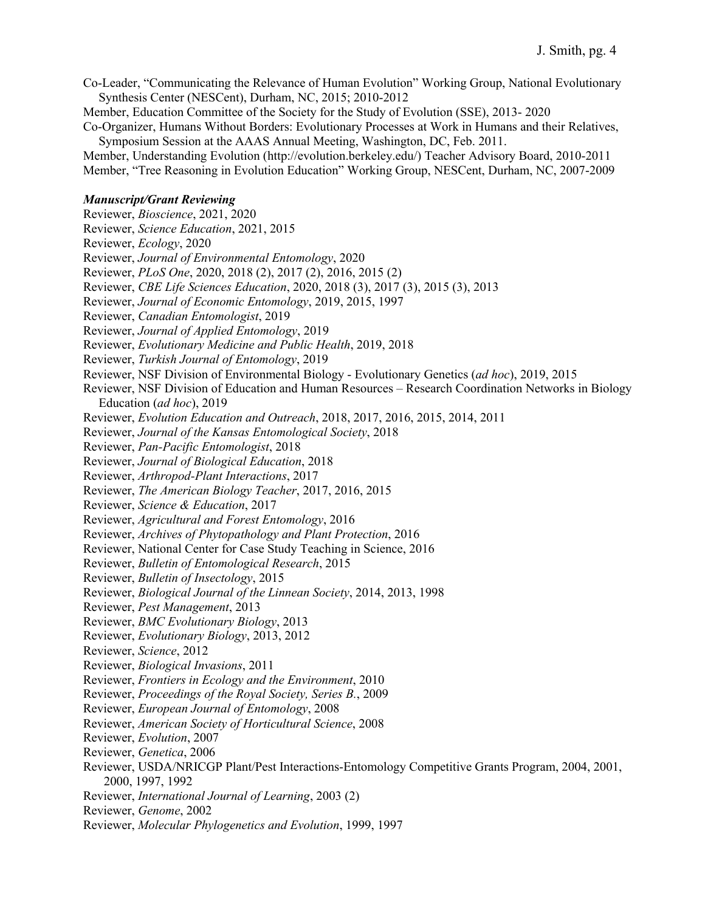Co-Leader, "Communicating the Relevance of Human Evolution" Working Group, National Evolutionary Synthesis Center (NESCent), Durham, NC, 2015; 2010-2012

Member, Education Committee of the Society for the Study of Evolution (SSE), 2013- 2020

Co-Organizer, Humans Without Borders: Evolutionary Processes at Work in Humans and their Relatives, Symposium Session at the AAAS Annual Meeting, Washington, DC, Feb. 2011.

Member, Understanding Evolution (http://evolution.berkeley.edu/) Teacher Advisory Board, 2010-2011

Member, "Tree Reasoning in Evolution Education" Working Group, NESCent, Durham, NC, 2007-2009

***Manuscript/Grant Reviewing***

Reviewer, *Bioscience*, 2021, 2020

Reviewer, *Science Education*, 2021, 2015

Reviewer, *Ecology*, 2020

Reviewer, *Journal of Environmental Entomology*, 2020

Reviewer, *PLoS One*, 2020, 2018 (2), 2017 (2), 2016, 2015 (2)

Reviewer, *CBE Life Sciences Education*, 2020, 2018 (3), 2017 (3), 2015 (3), 2013

Reviewer, *Journal of Economic Entomology*, 2019, 2015, 1997

Reviewer, *Canadian Entomologist*, 2019

Reviewer, *Journal of Applied Entomology*, 2019

Reviewer, *Evolutionary Medicine and Public Health*, 2019, 2018

Reviewer, *Turkish Journal of Entomology*, 2019

Reviewer, NSF Division of Environmental Biology - Evolutionary Genetics (*ad hoc*), 2019, 2015

Reviewer, NSF Division of Education and Human Resources – Research Coordination Networks in Biology Education (*ad hoc*), 2019

Reviewer, *Evolution Education and Outreach*, 2018, 2017, 2016, 2015, 2014, 2011

Reviewer, *Journal of the Kansas Entomological Society*, 2018

Reviewer, *Pan-Pacific Entomologist*, 2018

Reviewer, *Journal of Biological Education*, 2018

Reviewer, *Arthropod-Plant Interactions*, 2017

Reviewer, *The American Biology Teacher*, 2017, 2016, 2015

Reviewer, *Science & Education*, 2017

Reviewer, *Agricultural and Forest Entomology*, 2016

Reviewer, *Archives of Phytopathology and Plant Protection*, 2016

Reviewer, National Center for Case Study Teaching in Science, 2016

Reviewer, *Bulletin of Entomological Research*, 2015

Reviewer, *Bulletin of Insectology*, 2015

Reviewer, *Biological Journal of the Linnean Society*, 2014, 2013, 1998

Reviewer, *Pest Management*, 2013

Reviewer, *BMC Evolutionary Biology*, 2013

Reviewer, *Evolutionary Biology*, 2013, 2012

Reviewer, *Science*, 2012

Reviewer, *Biological Invasions*, 2011

Reviewer, *Frontiers in Ecology and the Environment*, 2010

Reviewer, *Proceedings of the Royal Society, Series B.*, 2009

Reviewer, *European Journal of Entomology*, 2008

Reviewer, *American Society of Horticultural Science*, 2008

Reviewer, *Evolution*, 2007

Reviewer, *Genetica*, 2006

Reviewer, USDA/NRICGP Plant/Pest Interactions-Entomology Competitive Grants Program, 2004, 2001, 2000, 1997, 1992

Reviewer, *International Journal of Learning*, 2003 (2)

Reviewer, *Genome*, 2002

Reviewer, *Molecular Phylogenetics and Evolution*, 1999, 1997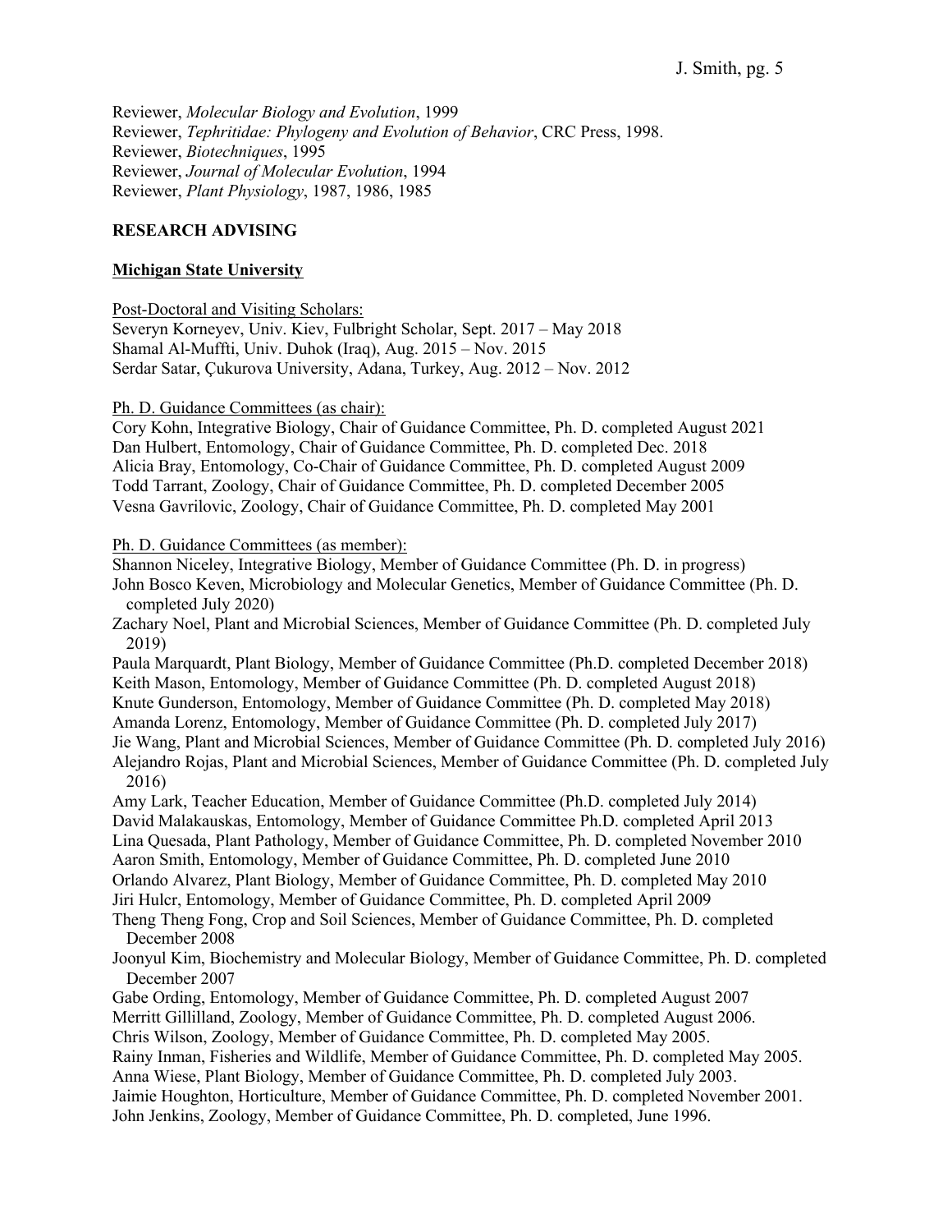Reviewer, *Molecular Biology and Evolution*, 1999
Reviewer, *Tephritidae: Phylogeny and Evolution of Behavior*, CRC Press, 1998.
Reviewer, *Biotechniques*, 1995
Reviewer, *Journal of Molecular Evolution*, 1994
Reviewer, *Plant Physiology*, 1987, 1986, 1985

## RESEARCH ADVISING

### Michigan State University

Post-Doctoral and Visiting Scholars:
Severyn Korneyev, Univ. Kiev, Fulbright Scholar, Sept. 2017 – May 2018
Shamal Al-Muffti, Univ. Duhok (Iraq), Aug. 2015 – Nov. 2015
Serdar Satar, Çukurova University, Adana, Turkey, Aug. 2012 – Nov. 2012

Ph. D. Guidance Committees (as chair):
Cory Kohn, Integrative Biology, Chair of Guidance Committee, Ph. D. completed August 2021
Dan Hulbert, Entomology, Chair of Guidance Committee, Ph. D. completed Dec. 2018
Alicia Bray, Entomology, Co-Chair of Guidance Committee, Ph. D. completed August 2009
Todd Tarrant, Zoology, Chair of Guidance Committee, Ph. D. completed December 2005
Vesna Gavrilovic, Zoology, Chair of Guidance Committee, Ph. D. completed May 2001

Ph. D. Guidance Committees (as member):
Shannon Niceley, Integrative Biology, Member of Guidance Committee (Ph. D. in progress)
John Bosco Keven, Microbiology and Molecular Genetics, Member of Guidance Committee (Ph. D. completed July 2020)
Zachary Noel, Plant and Microbial Sciences, Member of Guidance Committee (Ph. D. completed July 2019)
Paula Marquardt, Plant Biology, Member of Guidance Committee (Ph.D. completed December 2018)
Keith Mason, Entomology, Member of Guidance Committee (Ph. D. completed August 2018)
Knute Gunderson, Entomology, Member of Guidance Committee (Ph. D. completed May 2018)
Amanda Lorenz, Entomology, Member of Guidance Committee (Ph. D. completed July 2017)
Jie Wang, Plant and Microbial Sciences, Member of Guidance Committee (Ph. D. completed July 2016)
Alejandro Rojas, Plant and Microbial Sciences, Member of Guidance Committee (Ph. D. completed July 2016)
Amy Lark, Teacher Education, Member of Guidance Committee (Ph.D. completed July 2014)
David Malakauskas, Entomology, Member of Guidance Committee Ph.D. completed April 2013
Lina Quesada, Plant Pathology, Member of Guidance Committee, Ph. D. completed November 2010
Aaron Smith, Entomology, Member of Guidance Committee, Ph. D. completed June 2010
Orlando Alvarez, Plant Biology, Member of Guidance Committee, Ph. D. completed May 2010
Jiri Hulcr, Entomology, Member of Guidance Committee, Ph. D. completed April 2009
Theng Theng Fong, Crop and Soil Sciences, Member of Guidance Committee, Ph. D. completed December 2008
Joonyul Kim, Biochemistry and Molecular Biology, Member of Guidance Committee, Ph. D. completed December 2007
Gabe Ording, Entomology, Member of Guidance Committee, Ph. D. completed August 2007
Merritt Gillilland, Zoology, Member of Guidance Committee, Ph. D. completed August 2006.
Chris Wilson, Zoology, Member of Guidance Committee, Ph. D. completed May 2005.
Rainy Inman, Fisheries and Wildlife, Member of Guidance Committee, Ph. D. completed May 2005.
Anna Wiese, Plant Biology, Member of Guidance Committee, Ph. D. completed July 2003.
Jaimie Houghton, Horticulture, Member of Guidance Committee, Ph. D. completed November 2001.
John Jenkins, Zoology, Member of Guidance Committee, Ph. D. completed, June 1996.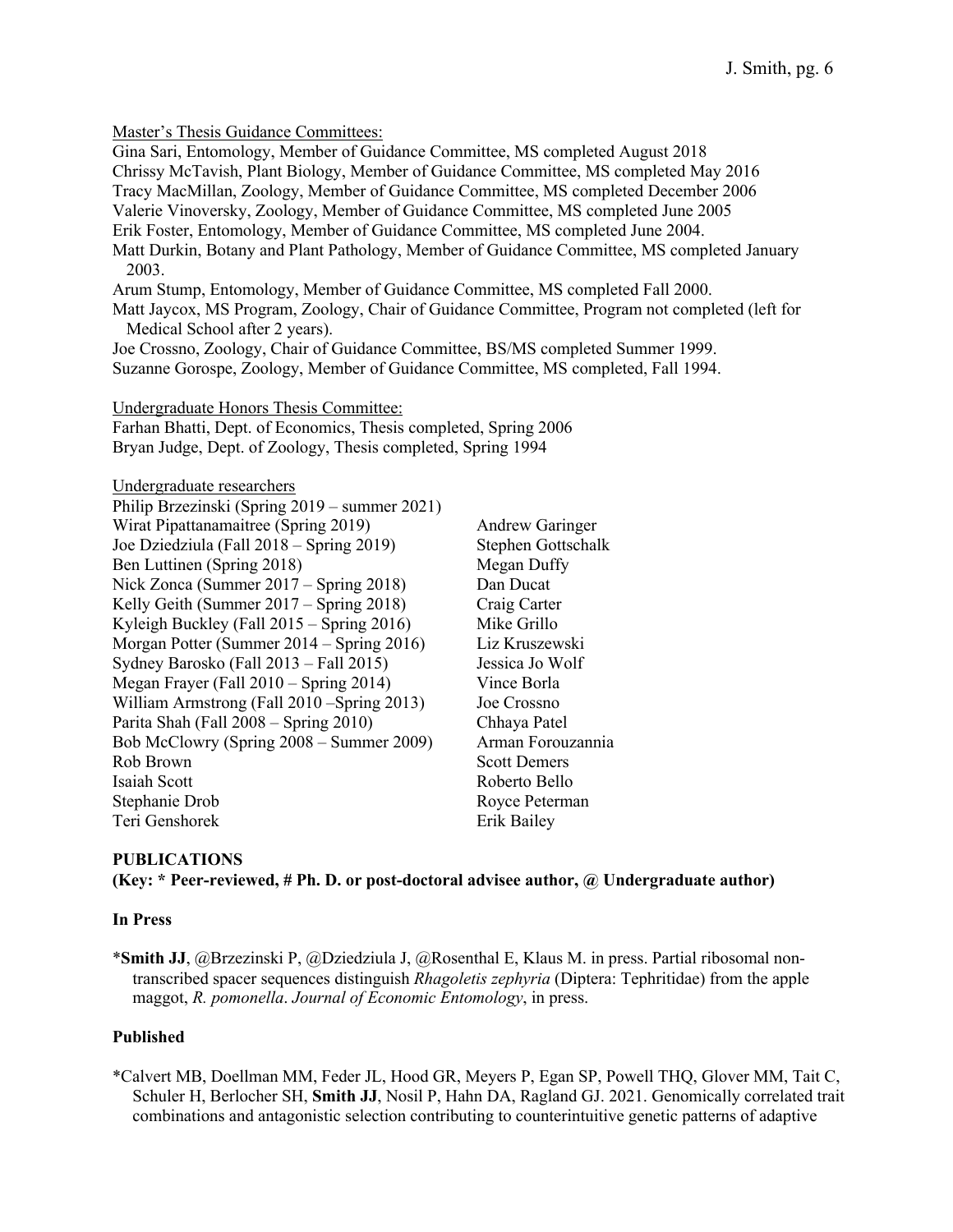Master's Thesis Guidance Committees:

Gina Sari, Entomology, Member of Guidance Committee, MS completed August 2018
Chrissy McTavish, Plant Biology, Member of Guidance Committee, MS completed May 2016
Tracy MacMillan, Zoology, Member of Guidance Committee, MS completed December 2006
Valerie Vinoversky, Zoology, Member of Guidance Committee, MS completed June 2005
Erik Foster, Entomology, Member of Guidance Committee, MS completed June 2004.
Matt Durkin, Botany and Plant Pathology, Member of Guidance Committee, MS completed January 2003.
Arum Stump, Entomology, Member of Guidance Committee, MS completed Fall 2000.
Matt Jaycox, MS Program, Zoology, Chair of Guidance Committee, Program not completed (left for Medical School after 2 years).
Joe Crossno, Zoology, Chair of Guidance Committee, BS/MS completed Summer 1999.
Suzanne Gorospe, Zoology, Member of Guidance Committee, MS completed, Fall 1994.

Undergraduate Honors Thesis Committee:

Farhan Bhatti, Dept. of Economics, Thesis completed, Spring 2006
Bryan Judge, Dept. of Zoology, Thesis completed, Spring 1994

Undergraduate researchers

Philip Brzezinski (Spring 2019 – summer 2021)
Wirat Pipattanamaitree (Spring 2019)
Joe Dziedziula (Fall 2018 – Spring 2019)
Ben Luttinen (Spring 2018)
Nick Zonca (Summer 2017 – Spring 2018)
Kelly Geith (Summer 2017 – Spring 2018)
Kyleigh Buckley (Fall 2015 – Spring 2016)
Morgan Potter (Summer 2014 – Spring 2016)
Sydney Barosko (Fall 2013 – Fall 2015)
Megan Frayer (Fall 2010 – Spring 2014)
William Armstrong (Fall 2010 –Spring 2013)
Parita Shah (Fall 2008 – Spring 2010)
Bob McClowry (Spring 2008 – Summer 2009)
Rob Brown
Isaiah Scott
Stephanie Drob
Teri Genshorek
Andrew Garinger
Stephen Gottschalk
Megan Duffy
Dan Ducat
Craig Carter
Mike Grillo
Liz Kruszewski
Jessica Jo Wolf
Vince Borla
Joe Crossno
Chhaya Patel
Arman Forouzannia
Scott Demers
Roberto Bello
Royce Peterman
Erik Bailey

## PUBLICATIONS

**(Key: * Peer-reviewed, # Ph. D. or post-doctoral advisee author, @ Undergraduate author)**

### In Press

*__Smith JJ__, @Brzezinski P, @Dziedziula J, @Rosenthal E, Klaus M. in press. Partial ribosomal non-transcribed spacer sequences distinguish *Rhagoletis zephyria* (Diptera: Tephritidae) from the apple maggot, *R. pomonella*. *Journal of Economic Entomology*, in press.

### Published

*Calvert MB, Doellman MM, Feder JL, Hood GR, Meyers P, Egan SP, Powell THQ, Glover MM, Tait C, Schuler H, Berlocher SH, **Smith JJ**, Nosil P, Hahn DA, Ragland GJ. 2021. Genomically correlated trait combinations and antagonistic selection contributing to counterintuitive genetic patterns of adaptive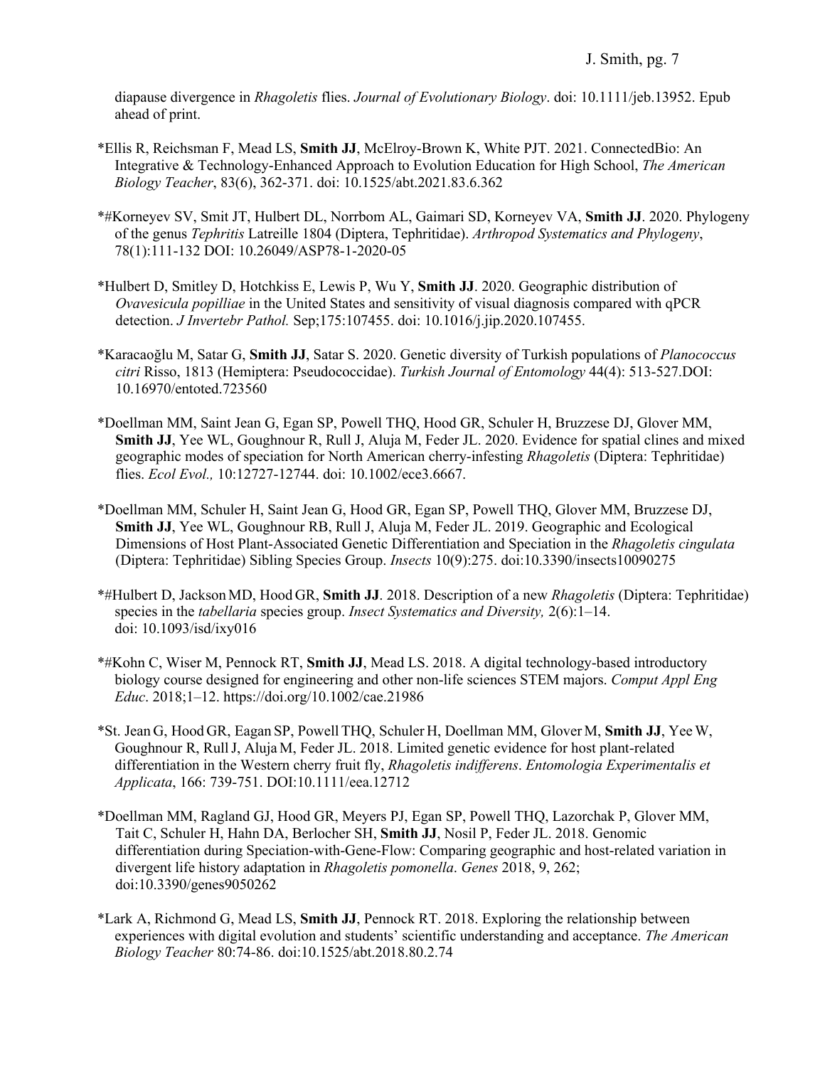diapause divergence in *Rhagoletis* flies. *Journal of Evolutionary Biology*. doi: 10.1111/jeb.13952. Epub ahead of print.

*Ellis R, Reichsman F, Mead LS, **Smith JJ**, McElroy-Brown K, White PJT. 2021. ConnectedBio: An Integrative & Technology-Enhanced Approach to Evolution Education for High School, *The American Biology Teacher*, 83(6), 362-371. doi: 10.1525/abt.2021.83.6.362

*#Korneyev SV, Smit JT, Hulbert DL, Norrbom AL, Gaimari SD, Korneyev VA, **Smith JJ**. 2020. Phylogeny of the genus *Tephritis* Latreille 1804 (Diptera, Tephritidae). *Arthropod Systematics and Phylogeny*, 78(1):111-132 DOI: 10.26049/ASP78-1-2020-05

*Hulbert D, Smitley D, Hotchkiss E, Lewis P, Wu Y, **Smith JJ**. 2020. Geographic distribution of *Ovavesicula popilliae* in the United States and sensitivity of visual diagnosis compared with qPCR detection. *J Invertebr Pathol.* Sep;175:107455. doi: 10.1016/j.jip.2020.107455.

*Karacaoğlu M, Satar G, **Smith JJ**, Satar S. 2020. Genetic diversity of Turkish populations of *Planococcus citri* Risso, 1813 (Hemiptera: Pseudococcidae). *Turkish Journal of Entomology* 44(4): 513-527.DOI: 10.16970/entoted.723560

*Doellman MM, Saint Jean G, Egan SP, Powell THQ, Hood GR, Schuler H, Bruzzese DJ, Glover MM, **Smith JJ**, Yee WL, Goughnour R, Rull J, Aluja M, Feder JL. 2020. Evidence for spatial clines and mixed geographic modes of speciation for North American cherry-infesting *Rhagoletis* (Diptera: Tephritidae) flies. *Ecol Evol.,* 10:12727-12744. doi: 10.1002/ece3.6667.

*Doellman MM, Schuler H, Saint Jean G, Hood GR, Egan SP, Powell THQ, Glover MM, Bruzzese DJ, **Smith JJ**, Yee WL, Goughnour RB, Rull J, Aluja M, Feder JL. 2019. Geographic and Ecological Dimensions of Host Plant-Associated Genetic Differentiation and Speciation in the *Rhagoletis cingulata* (Diptera: Tephritidae) Sibling Species Group. *Insects* 10(9):275. doi:10.3390/insects10090275

*#Hulbert D, Jackson MD, Hood GR, **Smith JJ**. 2018. Description of a new *Rhagoletis* (Diptera: Tephritidae) species in the *tabellaria* species group. *Insect Systematics and Diversity,* 2(6):1–14. doi: 10.1093/isd/ixy016

*#Kohn C, Wiser M, Pennock RT, **Smith JJ**, Mead LS. 2018. A digital technology-based introductory biology course designed for engineering and other non-life sciences STEM majors. *Comput Appl Eng Educ*. 2018;1–12. https://doi.org/10.1002/cae.21986

*St. Jean G, Hood GR, Eagan SP, Powell THQ, Schuler H, Doellman MM, Glover M, **Smith JJ**, Yee W, Goughnour R, Rull J, Aluja M, Feder JL. 2018. Limited genetic evidence for host plant-related differentiation in the Western cherry fruit fly, *Rhagoletis indifferens*. *Entomologia Experimentalis et Applicata*, 166: 739-751. DOI:10.1111/eea.12712

*Doellman MM, Ragland GJ, Hood GR, Meyers PJ, Egan SP, Powell THQ, Lazorchak P, Glover MM, Tait C, Schuler H, Hahn DA, Berlocher SH, **Smith JJ**, Nosil P, Feder JL. 2018. Genomic differentiation during Speciation-with-Gene-Flow: Comparing geographic and host-related variation in divergent life history adaptation in *Rhagoletis pomonella*. *Genes* 2018, 9, 262; doi:10.3390/genes9050262

*Lark A, Richmond G, Mead LS, **Smith JJ**, Pennock RT. 2018. Exploring the relationship between experiences with digital evolution and students' scientific understanding and acceptance. *The American Biology Teacher* 80:74-86. doi:10.1525/abt.2018.80.2.74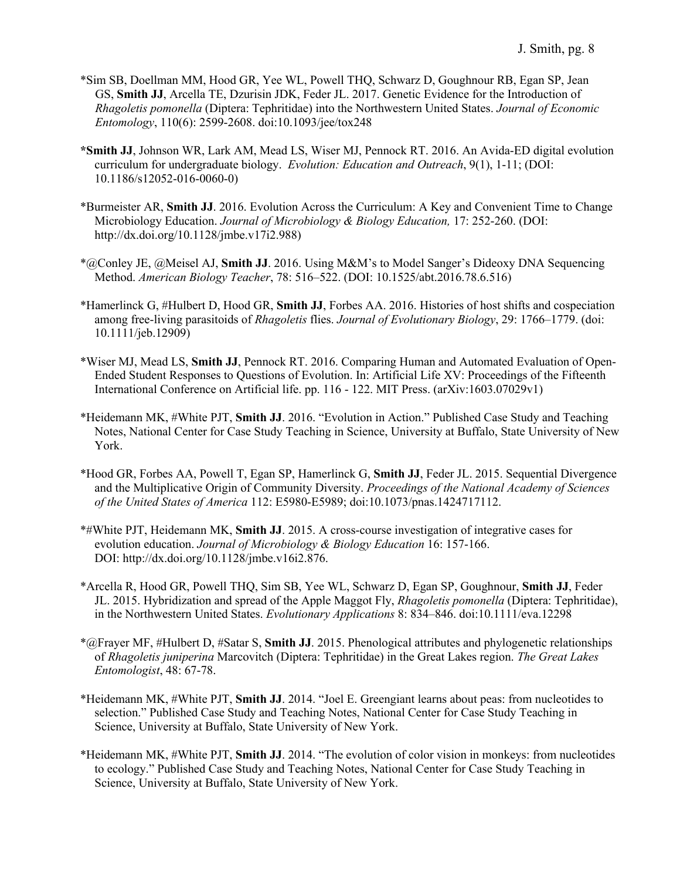*Sim SB, Doellman MM, Hood GR, Yee WL, Powell THQ, Schwarz D, Goughnour RB, Egan SP, Jean GS, **Smith JJ**, Arcella TE, Dzurisin JDK, Feder JL. 2017. Genetic Evidence for the Introduction of *Rhagoletis pomonella* (Diptera: Tephritidae) into the Northwestern United States. *Journal of Economic Entomology*, 110(6): 2599-2608. doi:10.1093/jee/tox248

***Smith JJ**, Johnson WR, Lark AM, Mead LS, Wiser MJ, Pennock RT. 2016. An Avida-ED digital evolution curriculum for undergraduate biology. *Evolution: Education and Outreach*, 9(1), 1-11; (DOI: 10.1186/s12052-016-0060-0)

*Burmeister AR, **Smith JJ**. 2016. Evolution Across the Curriculum: A Key and Convenient Time to Change Microbiology Education. *Journal of Microbiology & Biology Education,* 17: 252-260. (DOI: http://dx.doi.org/10.1128/jmbe.v17i2.988)

*@Conley JE, @Meisel AJ, **Smith JJ**. 2016. Using M&M's to Model Sanger's Dideoxy DNA Sequencing Method. *American Biology Teacher*, 78: 516–522. (DOI: 10.1525/abt.2016.78.6.516)

*Hamerlinck G, #Hulbert D, Hood GR, **Smith JJ**, Forbes AA. 2016. Histories of host shifts and cospeciation among free-living parasitoids of *Rhagoletis* flies. *Journal of Evolutionary Biology*, 29: 1766–1779. (doi: 10.1111/jeb.12909)

*Wiser MJ, Mead LS, **Smith JJ**, Pennock RT. 2016. Comparing Human and Automated Evaluation of Open-Ended Student Responses to Questions of Evolution. In: Artificial Life XV: Proceedings of the Fifteenth International Conference on Artificial life. pp. 116 - 122. MIT Press. (arXiv:1603.07029v1)

*Heidemann MK, #White PJT, **Smith JJ**. 2016. "Evolution in Action." Published Case Study and Teaching Notes, National Center for Case Study Teaching in Science, University at Buffalo, State University of New York.

*Hood GR, Forbes AA, Powell T, Egan SP, Hamerlinck G, **Smith JJ**, Feder JL. 2015. Sequential Divergence and the Multiplicative Origin of Community Diversity. *Proceedings of the National Academy of Sciences of the United States of America* 112: E5980-E5989; doi:10.1073/pnas.1424717112.

*#White PJT, Heidemann MK, **Smith JJ**. 2015. A cross-course investigation of integrative cases for evolution education. *Journal of Microbiology & Biology Education* 16: 157-166. DOI: http://dx.doi.org/10.1128/jmbe.v16i2.876.

*Arcella R, Hood GR, Powell THQ, Sim SB, Yee WL, Schwarz D, Egan SP, Goughnour, **Smith JJ**, Feder JL. 2015. Hybridization and spread of the Apple Maggot Fly, *Rhagoletis pomonella* (Diptera: Tephritidae), in the Northwestern United States. *Evolutionary Applications* 8: 834–846. doi:10.1111/eva.12298

*@Frayer MF, #Hulbert D, #Satar S, **Smith JJ**. 2015. Phenological attributes and phylogenetic relationships of *Rhagoletis juniperina* Marcovitch (Diptera: Tephritidae) in the Great Lakes region. *The Great Lakes Entomologist*, 48: 67-78.

*Heidemann MK, #White PJT, **Smith JJ**. 2014. "Joel E. Greengiant learns about peas: from nucleotides to selection." Published Case Study and Teaching Notes, National Center for Case Study Teaching in Science, University at Buffalo, State University of New York.

*Heidemann MK, #White PJT, **Smith JJ**. 2014. "The evolution of color vision in monkeys: from nucleotides to ecology." Published Case Study and Teaching Notes, National Center for Case Study Teaching in Science, University at Buffalo, State University of New York.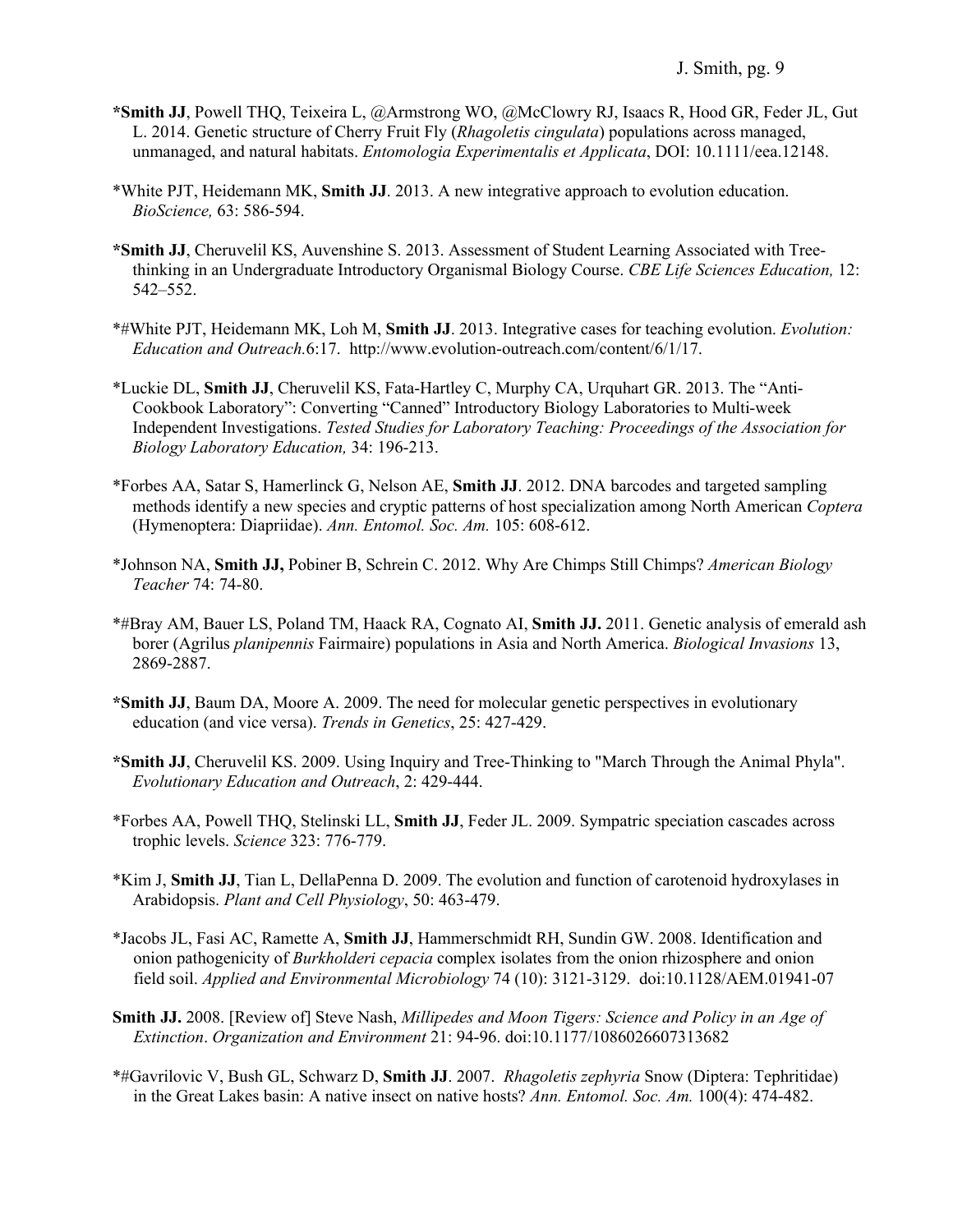**\*Smith JJ**, Powell THQ, Teixeira L, @Armstrong WO, @McClowry RJ, Isaacs R, Hood GR, Feder JL, Gut L. 2014. Genetic structure of Cherry Fruit Fly (*Rhagoletis cingulata*) populations across managed, unmanaged, and natural habitats. *Entomologia Experimentalis et Applicata*, DOI: 10.1111/eea.12148.

*White PJT, Heidemann MK, **Smith JJ**. 2013. A new integrative approach to evolution education. *BioScience,* 63: 586-594.

**\*Smith JJ**, Cheruvelil KS, Auvenshine S. 2013. Assessment of Student Learning Associated with Tree-thinking in an Undergraduate Introductory Organismal Biology Course. *CBE Life Sciences Education,* 12: 542–552.

*#White PJT, Heidemann MK, Loh M, **Smith JJ**. 2013. Integrative cases for teaching evolution. *Evolution: Education and Outreach.*6:17. http://www.evolution-outreach.com/content/6/1/17.

*Luckie DL, **Smith JJ**, Cheruvelil KS, Fata-Hartley C, Murphy CA, Urquhart GR. 2013. The "Anti-Cookbook Laboratory": Converting "Canned" Introductory Biology Laboratories to Multi-week Independent Investigations. *Tested Studies for Laboratory Teaching: Proceedings of the Association for Biology Laboratory Education,* 34: 196-213.

*Forbes AA, Satar S, Hamerlinck G, Nelson AE, **Smith JJ**. 2012. DNA barcodes and targeted sampling methods identify a new species and cryptic patterns of host specialization among North American *Coptera* (Hymenoptera: Diapriidae). *Ann. Entomol. Soc. Am.* 105: 608-612.

*Johnson NA, **Smith JJ,** Pobiner B, Schrein C. 2012. Why Are Chimps Still Chimps? *American Biology Teacher* 74: 74-80.

*#Bray AM, Bauer LS, Poland TM, Haack RA, Cognato AI, **Smith JJ.** 2011. Genetic analysis of emerald ash borer (Agrilus *planipennis* Fairmaire) populations in Asia and North America. *Biological Invasions* 13, 2869-2887.

**\*Smith JJ**, Baum DA, Moore A. 2009. The need for molecular genetic perspectives in evolutionary education (and vice versa). *Trends in Genetics*, 25: 427-429.

**\*Smith JJ**, Cheruvelil KS. 2009. Using Inquiry and Tree-Thinking to "March Through the Animal Phyla". *Evolutionary Education and Outreach*, 2: 429-444.

*Forbes AA, Powell THQ, Stelinski LL, **Smith JJ**, Feder JL. 2009. Sympatric speciation cascades across trophic levels. *Science* 323: 776-779.

*Kim J, **Smith JJ**, Tian L, DellaPenna D. 2009. The evolution and function of carotenoid hydroxylases in Arabidopsis. *Plant and Cell Physiology*, 50: 463-479.

*Jacobs JL, Fasi AC, Ramette A, **Smith JJ**, Hammerschmidt RH, Sundin GW. 2008. Identification and onion pathogenicity of *Burkholderi cepacia* complex isolates from the onion rhizosphere and onion field soil. *Applied and Environmental Microbiology* 74 (10): 3121-3129. doi:10.1128/AEM.01941-07

**Smith JJ.** 2008. [Review of] Steve Nash, *Millipedes and Moon Tigers: Science and Policy in an Age of Extinction*. *Organization and Environment* 21: 94-96. doi:10.1177/1086026607313682

*#Gavrilovic V, Bush GL, Schwarz D, **Smith JJ**. 2007. *Rhagoletis zephyria* Snow (Diptera: Tephritidae) in the Great Lakes basin: A native insect on native hosts? *Ann. Entomol. Soc. Am.* 100(4): 474-482.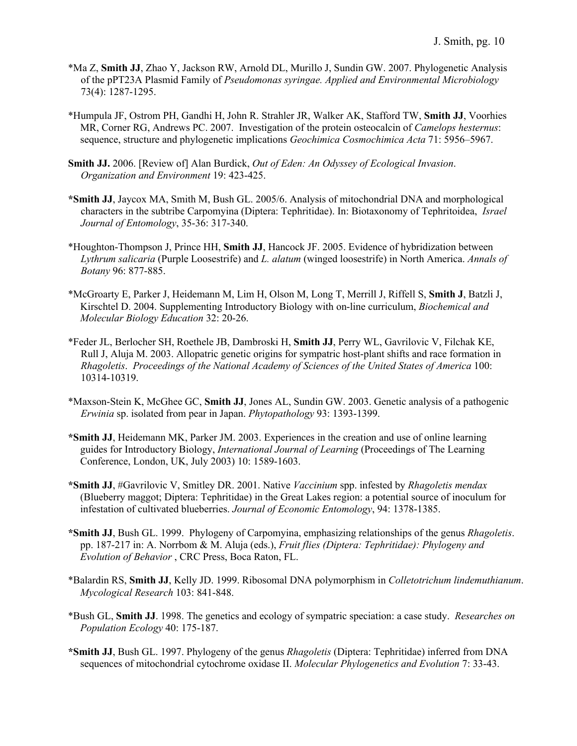*Ma Z, **Smith JJ**, Zhao Y, Jackson RW, Arnold DL, Murillo J, Sundin GW. 2007. Phylogenetic Analysis of the pPT23A Plasmid Family of *Pseudomonas syringae. Applied and Environmental Microbiology* 73(4): 1287-1295.

*Humpula JF, Ostrom PH, Gandhi H, John R. Strahler JR, Walker AK, Stafford TW, **Smith JJ**, Voorhies MR, Corner RG, Andrews PC. 2007. Investigation of the protein osteocalcin of *Camelops hesternus*: sequence, structure and phylogenetic implications *Geochimica Cosmochimica Acta* 71: 5956–5967.

**Smith JJ.** 2006. [Review of] Alan Burdick, *Out of Eden: An Odyssey of Ecological Invasion*. *Organization and Environment* 19: 423-425.

***Smith JJ**, Jaycox MA, Smith M, Bush GL. 2005/6. Analysis of mitochondrial DNA and morphological characters in the subtribe Carpomyina (Diptera: Tephritidae). In: Biotaxonomy of Tephritoidea, *Israel Journal of Entomology*, 35-36: 317-340.

*Houghton-Thompson J, Prince HH, **Smith JJ**, Hancock JF. 2005. Evidence of hybridization between *Lythrum salicaria* (Purple Loosestrife) and *L. alatum* (winged loosestrife) in North America. *Annals of Botany* 96: 877-885.

*McGroarty E, Parker J, Heidemann M, Lim H, Olson M, Long T, Merrill J, Riffell S, **Smith J**, Batzli J, Kirschtel D. 2004. Supplementing Introductory Biology with on-line curriculum, *Biochemical and Molecular Biology Education* 32: 20-26.

*Feder JL, Berlocher SH, Roethele JB, Dambroski H, **Smith JJ**, Perry WL, Gavrilovic V, Filchak KE, Rull J, Aluja M. 2003. Allopatric genetic origins for sympatric host-plant shifts and race formation in *Rhagoletis*. *Proceedings of the National Academy of Sciences of the United States of America* 100: 10314-10319.

*Maxson-Stein K, McGhee GC, **Smith JJ**, Jones AL, Sundin GW. 2003. Genetic analysis of a pathogenic *Erwinia* sp. isolated from pear in Japan. *Phytopathology* 93: 1393-1399.

***Smith JJ**, Heidemann MK, Parker JM. 2003. Experiences in the creation and use of online learning guides for Introductory Biology, *International Journal of Learning* (Proceedings of The Learning Conference, London, UK, July 2003) 10: 1589-1603.

***Smith JJ**, #Gavrilovic V, Smitley DR. 2001. Native *Vaccinium* spp. infested by *Rhagoletis mendax* (Blueberry maggot; Diptera: Tephritidae) in the Great Lakes region: a potential source of inoculum for infestation of cultivated blueberries. *Journal of Economic Entomology*, 94: 1378-1385.

***Smith JJ**, Bush GL. 1999. Phylogeny of Carpomyina, emphasizing relationships of the genus *Rhagoletis*. pp. 187-217 in: A. Norrbom & M. Aluja (eds.), *Fruit flies (Diptera: Tephritidae): Phylogeny and Evolution of Behavior* , CRC Press, Boca Raton, FL.

*Balardin RS, **Smith JJ**, Kelly JD. 1999. Ribosomal DNA polymorphism in *Colletotrichum lindemuthianum*. *Mycological Research* 103: 841-848.

*Bush GL, **Smith JJ**. 1998. The genetics and ecology of sympatric speciation: a case study. *Researches on Population Ecology* 40: 175-187.

***Smith JJ**, Bush GL. 1997. Phylogeny of the genus *Rhagoletis* (Diptera: Tephritidae) inferred from DNA sequences of mitochondrial cytochrome oxidase II. *Molecular Phylogenetics and Evolution* 7: 33-43.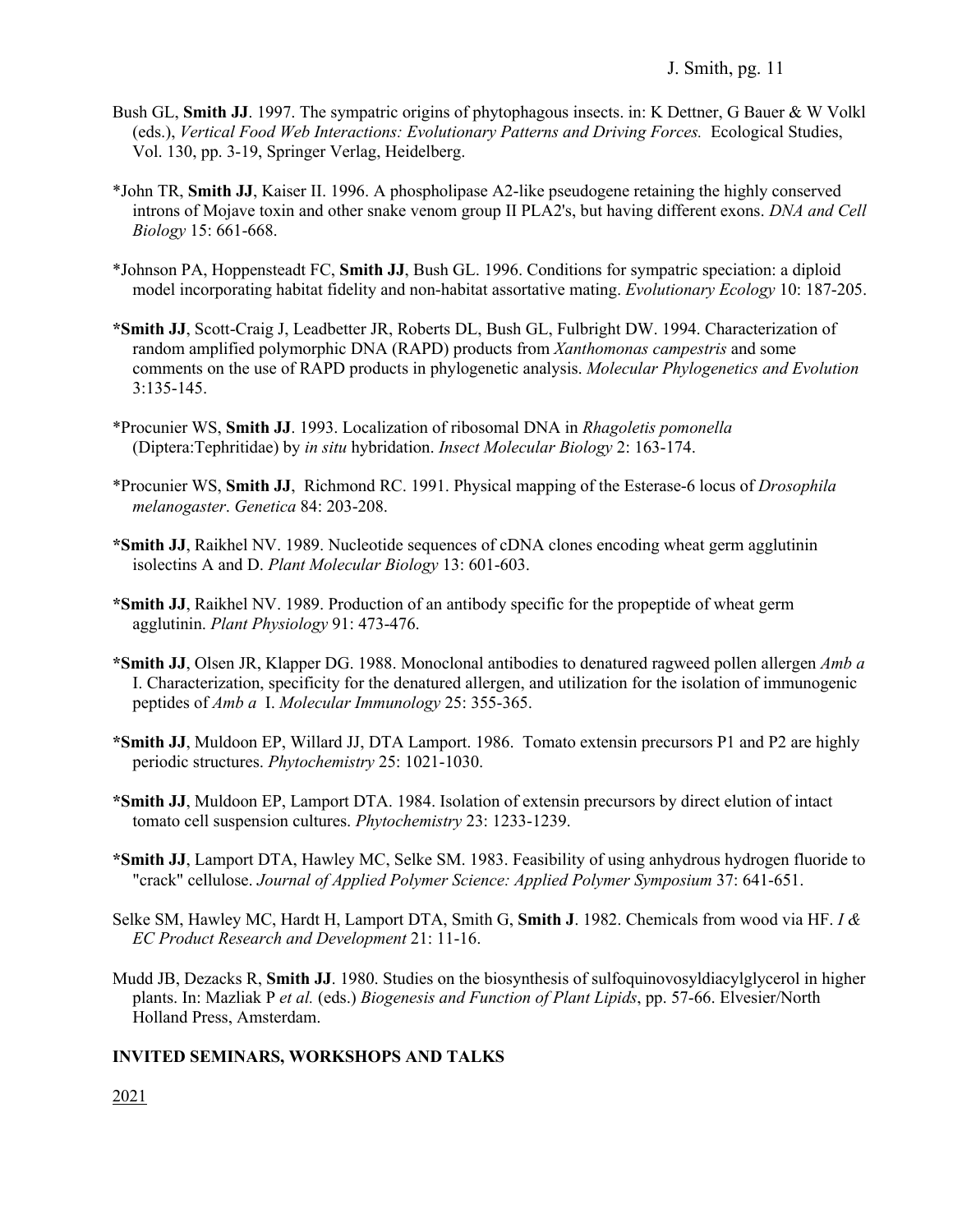Bush GL, **Smith JJ**. 1997. The sympatric origins of phytophagous insects. in: K Dettner, G Bauer & W Volkl (eds.), *Vertical Food Web Interactions: Evolutionary Patterns and Driving Forces.* Ecological Studies, Vol. 130, pp. 3-19, Springer Verlag, Heidelberg.

*John TR, **Smith JJ**, Kaiser II. 1996. A phospholipase A2-like pseudogene retaining the highly conserved introns of Mojave toxin and other snake venom group II PLA2's, but having different exons. *DNA and Cell Biology* 15: 661-668.

*Johnson PA, Hoppensteadt FC, **Smith JJ**, Bush GL. 1996. Conditions for sympatric speciation: a diploid model incorporating habitat fidelity and non-habitat assortative mating. *Evolutionary Ecology* 10: 187-205.

***Smith JJ**, Scott-Craig J, Leadbetter JR, Roberts DL, Bush GL, Fulbright DW. 1994. Characterization of random amplified polymorphic DNA (RAPD) products from *Xanthomonas campestris* and some comments on the use of RAPD products in phylogenetic analysis. *Molecular Phylogenetics and Evolution* 3:135-145.

*Procunier WS, **Smith JJ**. 1993. Localization of ribosomal DNA in *Rhagoletis pomonella* (Diptera:Tephritidae) by *in situ* hybridation. *Insect Molecular Biology* 2: 163-174.

*Procunier WS, **Smith JJ**, Richmond RC. 1991. Physical mapping of the Esterase-6 locus of *Drosophila melanogaster*. *Genetica* 84: 203-208.

***Smith JJ**, Raikhel NV. 1989. Nucleotide sequences of cDNA clones encoding wheat germ agglutinin isolectins A and D. *Plant Molecular Biology* 13: 601-603.

***Smith JJ**, Raikhel NV. 1989. Production of an antibody specific for the propeptide of wheat germ agglutinin. *Plant Physiology* 91: 473-476.

***Smith JJ**, Olsen JR, Klapper DG. 1988. Monoclonal antibodies to denatured ragweed pollen allergen *Amb a* I. Characterization, specificity for the denatured allergen, and utilization for the isolation of immunogenic peptides of *Amb a* I. *Molecular Immunology* 25: 355-365.

***Smith JJ**, Muldoon EP, Willard JJ, DTA Lamport. 1986. Tomato extensin precursors P1 and P2 are highly periodic structures. *Phytochemistry* 25: 1021-1030.

***Smith JJ**, Muldoon EP, Lamport DTA. 1984. Isolation of extensin precursors by direct elution of intact tomato cell suspension cultures. *Phytochemistry* 23: 1233-1239.

***Smith JJ**, Lamport DTA, Hawley MC, Selke SM. 1983. Feasibility of using anhydrous hydrogen fluoride to "crack" cellulose. *Journal of Applied Polymer Science: Applied Polymer Symposium* 37: 641-651.

Selke SM, Hawley MC, Hardt H, Lamport DTA, Smith G, **Smith J**. 1982. Chemicals from wood via HF. *I & EC Product Research and Development* 21: 11-16.

Mudd JB, Dezacks R, **Smith JJ**. 1980. Studies on the biosynthesis of sulfoquinovosyldiacylglycerol in higher plants. In: Mazliak P *et al.* (eds.) *Biogenesis and Function of Plant Lipids*, pp. 57-66. Elvesier/North Holland Press, Amsterdam.

## INVITED SEMINARS, WORKSHOPS AND TALKS

2021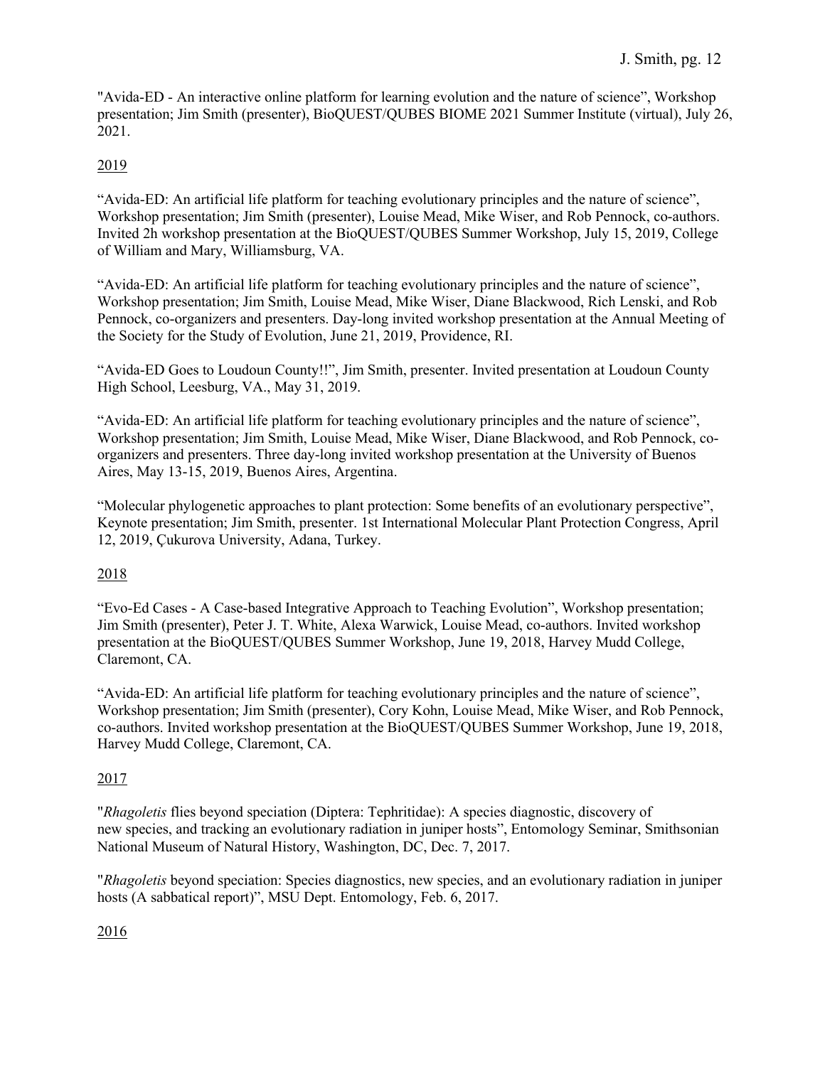"Avida-ED - An interactive online platform for learning evolution and the nature of science", Workshop presentation; Jim Smith (presenter), BioQUEST/QUBES BIOME 2021 Summer Institute (virtual), July 26, 2021.

2019

"Avida-ED: An artificial life platform for teaching evolutionary principles and the nature of science", Workshop presentation; Jim Smith (presenter), Louise Mead, Mike Wiser, and Rob Pennock, co-authors. Invited 2h workshop presentation at the BioQUEST/QUBES Summer Workshop, July 15, 2019, College of William and Mary, Williamsburg, VA.

"Avida-ED: An artificial life platform for teaching evolutionary principles and the nature of science", Workshop presentation; Jim Smith, Louise Mead, Mike Wiser, Diane Blackwood, Rich Lenski, and Rob Pennock, co-organizers and presenters. Day-long invited workshop presentation at the Annual Meeting of the Society for the Study of Evolution, June 21, 2019, Providence, RI.

"Avida-ED Goes to Loudoun County!!", Jim Smith, presenter. Invited presentation at Loudoun County High School, Leesburg, VA., May 31, 2019.

"Avida-ED: An artificial life platform for teaching evolutionary principles and the nature of science", Workshop presentation; Jim Smith, Louise Mead, Mike Wiser, Diane Blackwood, and Rob Pennock, co-organizers and presenters. Three day-long invited workshop presentation at the University of Buenos Aires, May 13-15, 2019, Buenos Aires, Argentina.

"Molecular phylogenetic approaches to plant protection: Some benefits of an evolutionary perspective", Keynote presentation; Jim Smith, presenter. 1st International Molecular Plant Protection Congress, April 12, 2019, Çukurova University, Adana, Turkey.

2018

"Evo-Ed Cases - A Case-based Integrative Approach to Teaching Evolution", Workshop presentation; Jim Smith (presenter), Peter J. T. White, Alexa Warwick, Louise Mead, co-authors. Invited workshop presentation at the BioQUEST/QUBES Summer Workshop, June 19, 2018, Harvey Mudd College, Claremont, CA.

"Avida-ED: An artificial life platform for teaching evolutionary principles and the nature of science", Workshop presentation; Jim Smith (presenter), Cory Kohn, Louise Mead, Mike Wiser, and Rob Pennock, co-authors. Invited workshop presentation at the BioQUEST/QUBES Summer Workshop, June 19, 2018, Harvey Mudd College, Claremont, CA.

2017

"*Rhagoletis* flies beyond speciation (Diptera: Tephritidae): A species diagnostic, discovery of new species, and tracking an evolutionary radiation in juniper hosts", Entomology Seminar, Smithsonian National Museum of Natural History, Washington, DC, Dec. 7, 2017.

"*Rhagoletis* beyond speciation: Species diagnostics, new species, and an evolutionary radiation in juniper hosts (A sabbatical report)", MSU Dept. Entomology, Feb. 6, 2017.

2016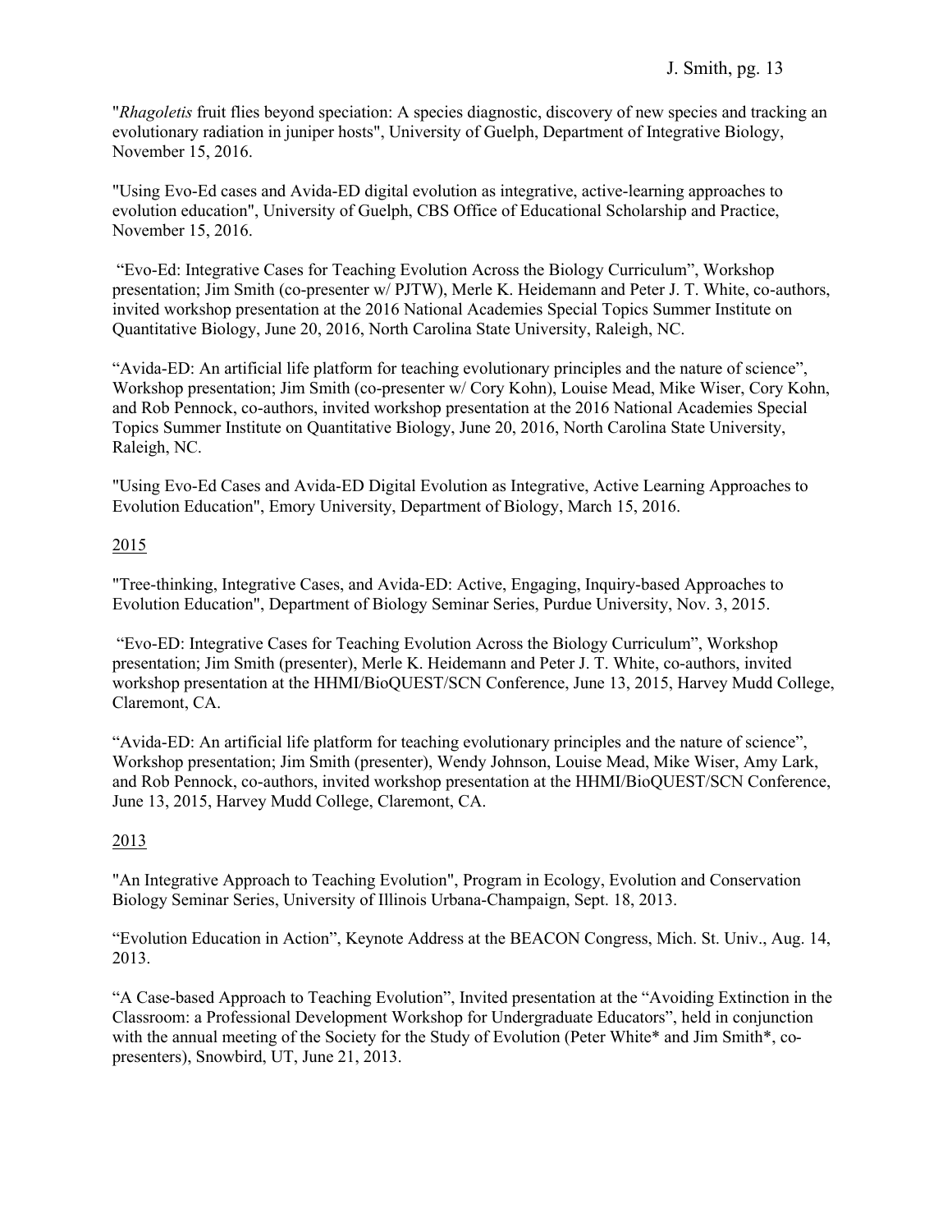"*Rhagoletis* fruit flies beyond speciation: A species diagnostic, discovery of new species and tracking an evolutionary radiation in juniper hosts", University of Guelph, Department of Integrative Biology, November 15, 2016.

"Using Evo-Ed cases and Avida-ED digital evolution as integrative, active-learning approaches to evolution education", University of Guelph, CBS Office of Educational Scholarship and Practice, November 15, 2016.

"Evo-Ed: Integrative Cases for Teaching Evolution Across the Biology Curriculum", Workshop presentation; Jim Smith (co-presenter w/ PJTW), Merle K. Heidemann and Peter J. T. White, co-authors, invited workshop presentation at the 2016 National Academies Special Topics Summer Institute on Quantitative Biology, June 20, 2016, North Carolina State University, Raleigh, NC.

"Avida-ED: An artificial life platform for teaching evolutionary principles and the nature of science", Workshop presentation; Jim Smith (co-presenter w/ Cory Kohn), Louise Mead, Mike Wiser, Cory Kohn, and Rob Pennock, co-authors, invited workshop presentation at the 2016 National Academies Special Topics Summer Institute on Quantitative Biology, June 20, 2016, North Carolina State University, Raleigh, NC.

"Using Evo-Ed Cases and Avida-ED Digital Evolution as Integrative, Active Learning Approaches to Evolution Education", Emory University, Department of Biology, March 15, 2016.

<u>2015</u>

"Tree-thinking, Integrative Cases, and Avida-ED: Active, Engaging, Inquiry-based Approaches to Evolution Education", Department of Biology Seminar Series, Purdue University, Nov. 3, 2015.

"Evo-ED: Integrative Cases for Teaching Evolution Across the Biology Curriculum", Workshop presentation; Jim Smith (presenter), Merle K. Heidemann and Peter J. T. White, co-authors, invited workshop presentation at the HHMI/BioQUEST/SCN Conference, June 13, 2015, Harvey Mudd College, Claremont, CA.

"Avida-ED: An artificial life platform for teaching evolutionary principles and the nature of science", Workshop presentation; Jim Smith (presenter), Wendy Johnson, Louise Mead, Mike Wiser, Amy Lark, and Rob Pennock, co-authors, invited workshop presentation at the HHMI/BioQUEST/SCN Conference, June 13, 2015, Harvey Mudd College, Claremont, CA.

<u>2013</u>

"An Integrative Approach to Teaching Evolution", Program in Ecology, Evolution and Conservation Biology Seminar Series, University of Illinois Urbana-Champaign, Sept. 18, 2013.

"Evolution Education in Action", Keynote Address at the BEACON Congress, Mich. St. Univ., Aug. 14, 2013.

"A Case-based Approach to Teaching Evolution", Invited presentation at the "Avoiding Extinction in the Classroom: a Professional Development Workshop for Undergraduate Educators", held in conjunction with the annual meeting of the Society for the Study of Evolution (Peter White* and Jim Smith*, co-presenters), Snowbird, UT, June 21, 2013.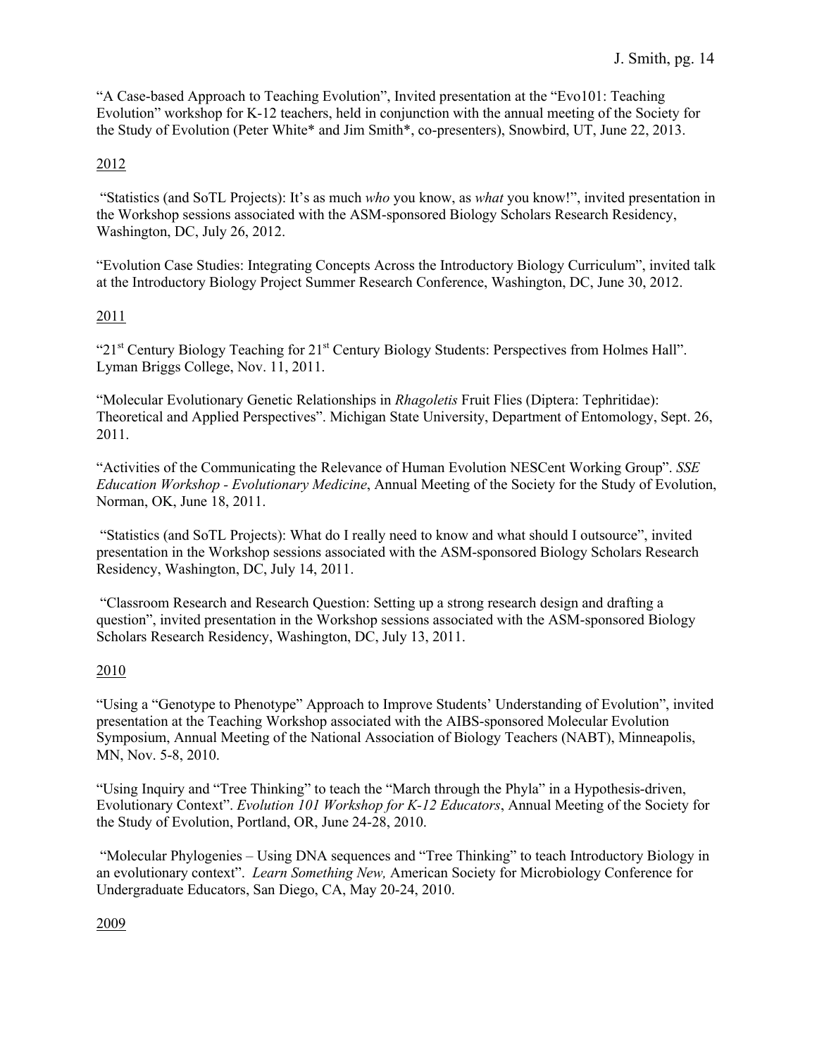"A Case-based Approach to Teaching Evolution", Invited presentation at the "Evo101: Teaching Evolution" workshop for K-12 teachers, held in conjunction with the annual meeting of the Society for the Study of Evolution (Peter White* and Jim Smith*, co-presenters), Snowbird, UT, June 22, 2013.

<u>2012</u>

"Statistics (and SoTL Projects): It's as much *who* you know, as *what* you know!", invited presentation in the Workshop sessions associated with the ASM-sponsored Biology Scholars Research Residency, Washington, DC, July 26, 2012.

"Evolution Case Studies: Integrating Concepts Across the Introductory Biology Curriculum", invited talk at the Introductory Biology Project Summer Research Conference, Washington, DC, June 30, 2012.

<u>2011</u>

"21st Century Biology Teaching for 21st Century Biology Students: Perspectives from Holmes Hall". Lyman Briggs College, Nov. 11, 2011.

"Molecular Evolutionary Genetic Relationships in *Rhagoletis* Fruit Flies (Diptera: Tephritidae): Theoretical and Applied Perspectives". Michigan State University, Department of Entomology, Sept. 26, 2011.

"Activities of the Communicating the Relevance of Human Evolution NESCent Working Group". *SSE Education Workshop - Evolutionary Medicine*, Annual Meeting of the Society for the Study of Evolution, Norman, OK, June 18, 2011.

"Statistics (and SoTL Projects): What do I really need to know and what should I outsource", invited presentation in the Workshop sessions associated with the ASM-sponsored Biology Scholars Research Residency, Washington, DC, July 14, 2011.

"Classroom Research and Research Question: Setting up a strong research design and drafting a question", invited presentation in the Workshop sessions associated with the ASM-sponsored Biology Scholars Research Residency, Washington, DC, July 13, 2011.

<u>2010</u>

"Using a "Genotype to Phenotype" Approach to Improve Students' Understanding of Evolution", invited presentation at the Teaching Workshop associated with the AIBS-sponsored Molecular Evolution Symposium, Annual Meeting of the National Association of Biology Teachers (NABT), Minneapolis, MN, Nov. 5-8, 2010.

"Using Inquiry and "Tree Thinking" to teach the "March through the Phyla" in a Hypothesis-driven, Evolutionary Context". *Evolution 101 Workshop for K-12 Educators*, Annual Meeting of the Society for the Study of Evolution, Portland, OR, June 24-28, 2010.

"Molecular Phylogenies – Using DNA sequences and "Tree Thinking" to teach Introductory Biology in an evolutionary context". *Learn Something New,* American Society for Microbiology Conference for Undergraduate Educators, San Diego, CA, May 20-24, 2010.

<u>2009</u>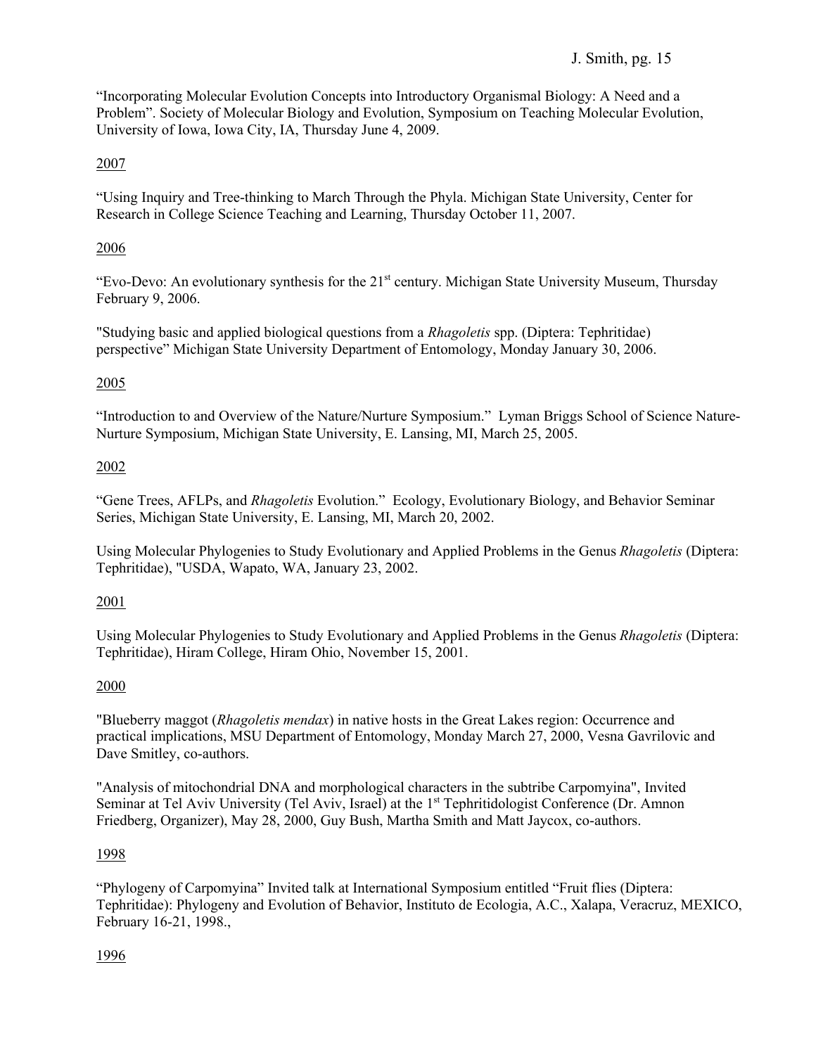"Incorporating Molecular Evolution Concepts into Introductory Organismal Biology: A Need and a Problem". Society of Molecular Biology and Evolution, Symposium on Teaching Molecular Evolution, University of Iowa, Iowa City, IA, Thursday June 4, 2009.

2007

"Using Inquiry and Tree-thinking to March Through the Phyla. Michigan State University, Center for Research in College Science Teaching and Learning, Thursday October 11, 2007.

2006

"Evo-Devo: An evolutionary synthesis for the 21st century. Michigan State University Museum, Thursday February 9, 2006.

"Studying basic and applied biological questions from a *Rhagoletis* spp. (Diptera: Tephritidae) perspective" Michigan State University Department of Entomology, Monday January 30, 2006.

2005

"Introduction to and Overview of the Nature/Nurture Symposium." Lyman Briggs School of Science Nature-Nurture Symposium, Michigan State University, E. Lansing, MI, March 25, 2005.

2002

"Gene Trees, AFLPs, and *Rhagoletis* Evolution." Ecology, Evolutionary Biology, and Behavior Seminar Series, Michigan State University, E. Lansing, MI, March 20, 2002.

Using Molecular Phylogenies to Study Evolutionary and Applied Problems in the Genus *Rhagoletis* (Diptera: Tephritidae), "USDA, Wapato, WA, January 23, 2002.

2001

Using Molecular Phylogenies to Study Evolutionary and Applied Problems in the Genus *Rhagoletis* (Diptera: Tephritidae), Hiram College, Hiram Ohio, November 15, 2001.

2000

"Blueberry maggot (*Rhagoletis mendax*) in native hosts in the Great Lakes region: Occurrence and practical implications, MSU Department of Entomology, Monday March 27, 2000, Vesna Gavrilovic and Dave Smitley, co-authors.

"Analysis of mitochondrial DNA and morphological characters in the subtribe Carpomyina", Invited Seminar at Tel Aviv University (Tel Aviv, Israel) at the 1st Tephritidologist Conference (Dr. Amnon Friedberg, Organizer), May 28, 2000, Guy Bush, Martha Smith and Matt Jaycox, co-authors.

1998

"Phylogeny of Carpomyina" Invited talk at International Symposium entitled "Fruit flies (Diptera: Tephritidae): Phylogeny and Evolution of Behavior, Instituto de Ecologia, A.C., Xalapa, Veracruz, MEXICO, February 16-21, 1998.,

1996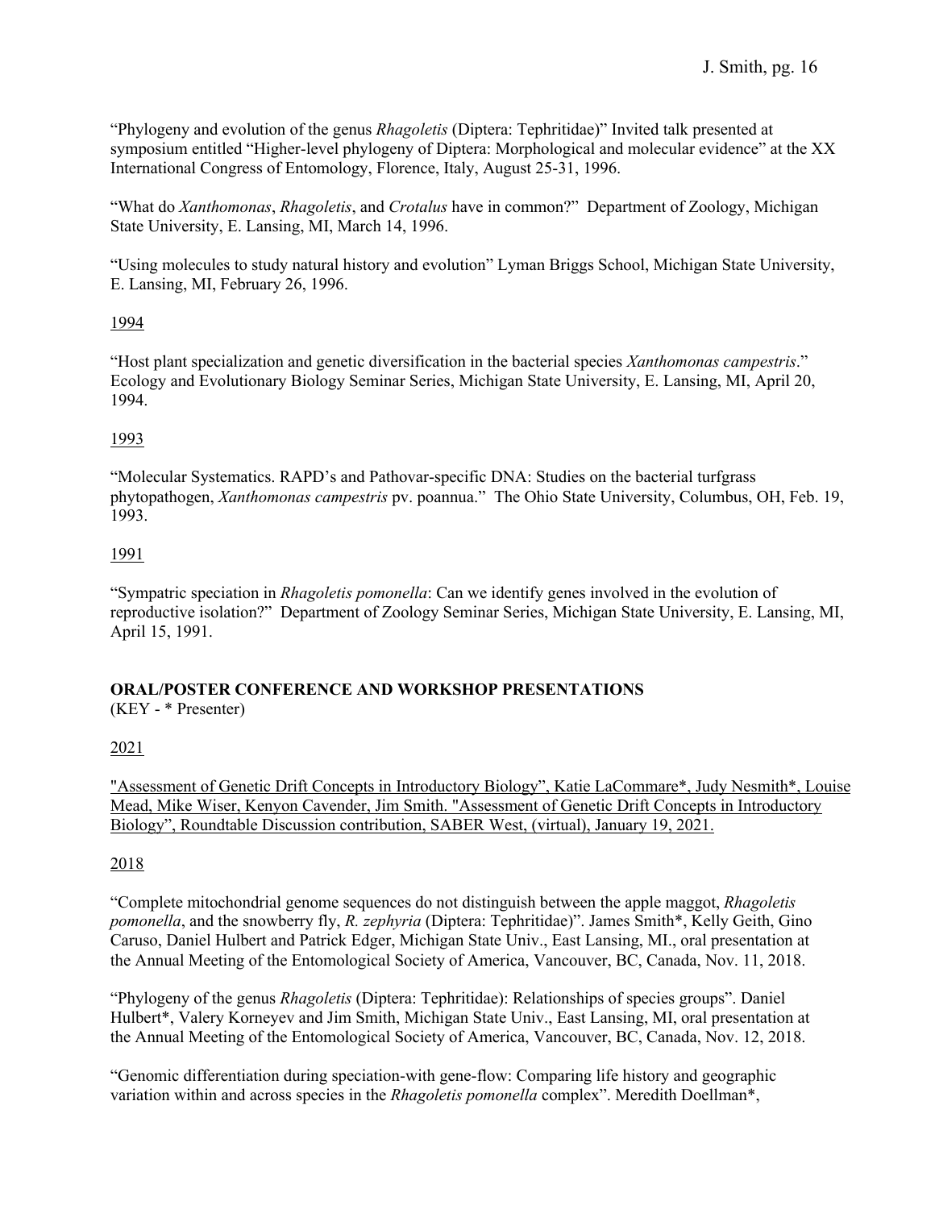"Phylogeny and evolution of the genus *Rhagoletis* (Diptera: Tephritidae)" Invited talk presented at symposium entitled "Higher-level phylogeny of Diptera: Morphological and molecular evidence" at the XX International Congress of Entomology, Florence, Italy, August 25-31, 1996.

"What do *Xanthomonas*, *Rhagoletis*, and *Crotalus* have in common?" Department of Zoology, Michigan State University, E. Lansing, MI, March 14, 1996.

"Using molecules to study natural history and evolution" Lyman Briggs School, Michigan State University, E. Lansing, MI, February 26, 1996.

1994

"Host plant specialization and genetic diversification in the bacterial species *Xanthomonas campestris*." Ecology and Evolutionary Biology Seminar Series, Michigan State University, E. Lansing, MI, April 20, 1994.

1993

"Molecular Systematics. RAPD's and Pathovar-specific DNA: Studies on the bacterial turfgrass phytopathogen, *Xanthomonas campestris* pv. poannua." The Ohio State University, Columbus, OH, Feb. 19, 1993.

1991

"Sympatric speciation in *Rhagoletis pomonella*: Can we identify genes involved in the evolution of reproductive isolation?" Department of Zoology Seminar Series, Michigan State University, E. Lansing, MI, April 15, 1991.

**ORAL/POSTER CONFERENCE AND WORKSHOP PRESENTATIONS**
(KEY - * Presenter)

2021

"Assessment of Genetic Drift Concepts in Introductory Biology", Katie LaCommare*, Judy Nesmith*, Louise Mead, Mike Wiser, Kenyon Cavender, Jim Smith. "Assessment of Genetic Drift Concepts in Introductory Biology", Roundtable Discussion contribution, SABER West, (virtual), January 19, 2021.

2018

"Complete mitochondrial genome sequences do not distinguish between the apple maggot, *Rhagoletis pomonella*, and the snowberry fly, *R. zephyria* (Diptera: Tephritidae)". James Smith*, Kelly Geith, Gino Caruso, Daniel Hulbert and Patrick Edger, Michigan State Univ., East Lansing, MI., oral presentation at the Annual Meeting of the Entomological Society of America, Vancouver, BC, Canada, Nov. 11, 2018.

"Phylogeny of the genus *Rhagoletis* (Diptera: Tephritidae): Relationships of species groups". Daniel Hulbert*, Valery Korneyev and Jim Smith, Michigan State Univ., East Lansing, MI, oral presentation at the Annual Meeting of the Entomological Society of America, Vancouver, BC, Canada, Nov. 12, 2018.

"Genomic differentiation during speciation-with gene-flow: Comparing life history and geographic variation within and across species in the *Rhagoletis pomonella* complex". Meredith Doellman*,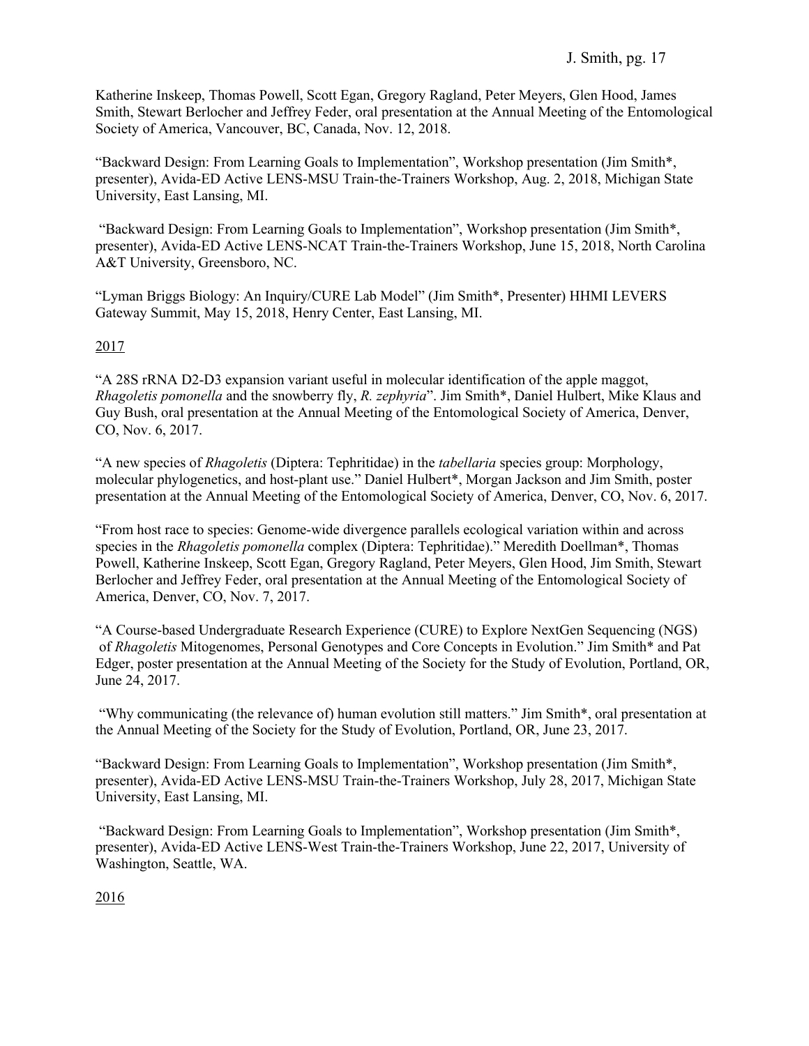Katherine Inskeep, Thomas Powell, Scott Egan, Gregory Ragland, Peter Meyers, Glen Hood, James Smith, Stewart Berlocher and Jeffrey Feder, oral presentation at the Annual Meeting of the Entomological Society of America, Vancouver, BC, Canada, Nov. 12, 2018.

"Backward Design: From Learning Goals to Implementation", Workshop presentation (Jim Smith*, presenter), Avida-ED Active LENS-MSU Train-the-Trainers Workshop, Aug. 2, 2018, Michigan State University, East Lansing, MI.

"Backward Design: From Learning Goals to Implementation", Workshop presentation (Jim Smith*, presenter), Avida-ED Active LENS-NCAT Train-the-Trainers Workshop, June 15, 2018, North Carolina A&T University, Greensboro, NC.

"Lyman Briggs Biology: An Inquiry/CURE Lab Model" (Jim Smith*, Presenter) HHMI LEVERS Gateway Summit, May 15, 2018, Henry Center, East Lansing, MI.

2017

"A 28S rRNA D2-D3 expansion variant useful in molecular identification of the apple maggot, *Rhagoletis pomonella* and the snowberry fly, *R. zephyria*". Jim Smith*, Daniel Hulbert, Mike Klaus and Guy Bush, oral presentation at the Annual Meeting of the Entomological Society of America, Denver, CO, Nov. 6, 2017.

"A new species of *Rhagoletis* (Diptera: Tephritidae) in the *tabellaria* species group: Morphology, molecular phylogenetics, and host-plant use." Daniel Hulbert*, Morgan Jackson and Jim Smith, poster presentation at the Annual Meeting of the Entomological Society of America, Denver, CO, Nov. 6, 2017.

"From host race to species: Genome-wide divergence parallels ecological variation within and across species in the *Rhagoletis pomonella* complex (Diptera: Tephritidae)." Meredith Doellman*, Thomas Powell, Katherine Inskeep, Scott Egan, Gregory Ragland, Peter Meyers, Glen Hood, Jim Smith, Stewart Berlocher and Jeffrey Feder, oral presentation at the Annual Meeting of the Entomological Society of America, Denver, CO, Nov. 7, 2017.

"A Course-based Undergraduate Research Experience (CURE) to Explore NextGen Sequencing (NGS) of *Rhagoletis* Mitogenomes, Personal Genotypes and Core Concepts in Evolution." Jim Smith* and Pat Edger, poster presentation at the Annual Meeting of the Society for the Study of Evolution, Portland, OR, June 24, 2017.

"Why communicating (the relevance of) human evolution still matters." Jim Smith*, oral presentation at the Annual Meeting of the Society for the Study of Evolution, Portland, OR, June 23, 2017.

"Backward Design: From Learning Goals to Implementation", Workshop presentation (Jim Smith*, presenter), Avida-ED Active LENS-MSU Train-the-Trainers Workshop, July 28, 2017, Michigan State University, East Lansing, MI.

"Backward Design: From Learning Goals to Implementation", Workshop presentation (Jim Smith*, presenter), Avida-ED Active LENS-West Train-the-Trainers Workshop, June 22, 2017, University of Washington, Seattle, WA.

2016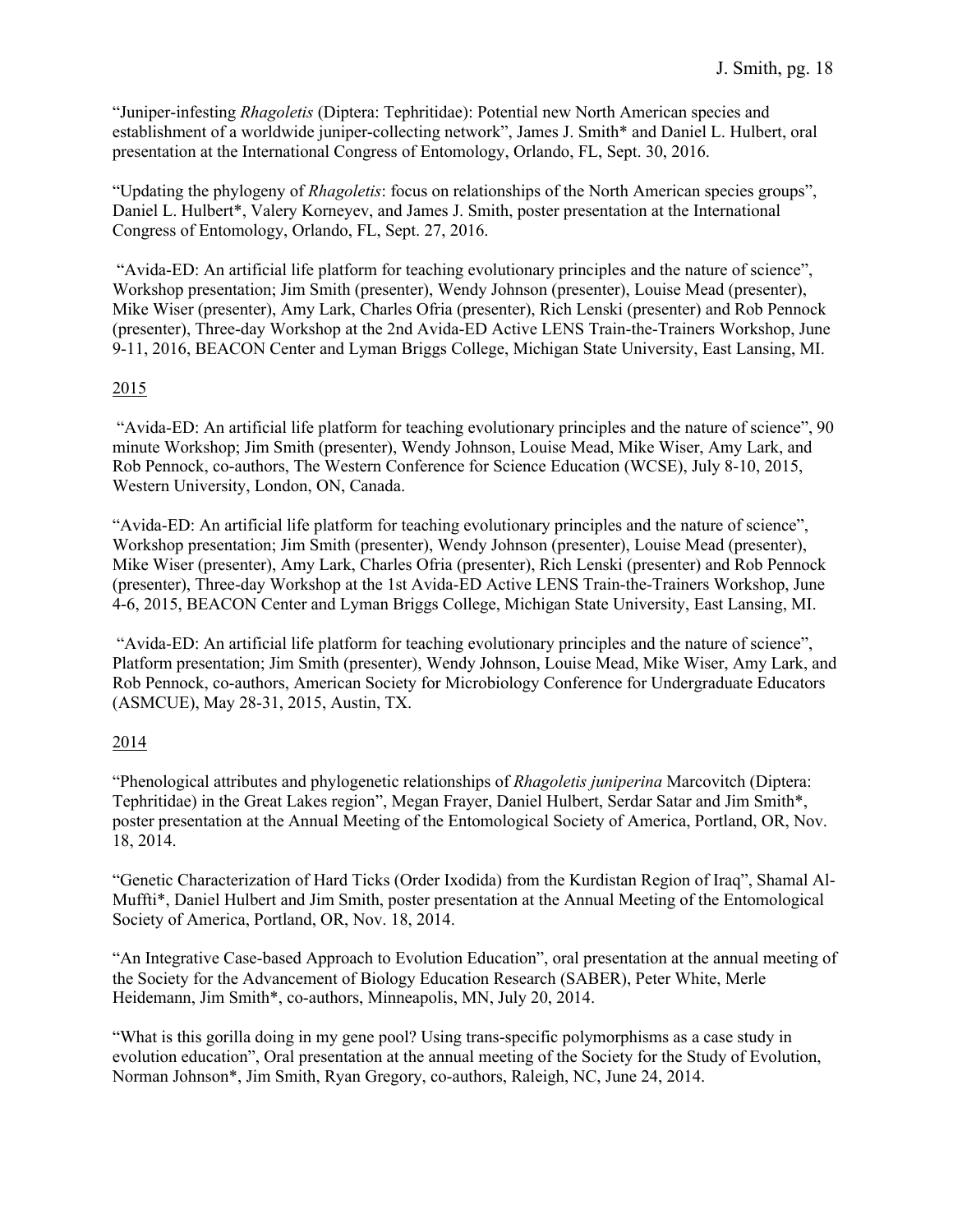"Juniper-infesting *Rhagoletis* (Diptera: Tephritidae): Potential new North American species and establishment of a worldwide juniper-collecting network", James J. Smith* and Daniel L. Hulbert, oral presentation at the International Congress of Entomology, Orlando, FL, Sept. 30, 2016.

"Updating the phylogeny of *Rhagoletis*: focus on relationships of the North American species groups", Daniel L. Hulbert*, Valery Korneyev, and James J. Smith, poster presentation at the International Congress of Entomology, Orlando, FL, Sept. 27, 2016.

"Avida-ED: An artificial life platform for teaching evolutionary principles and the nature of science", Workshop presentation; Jim Smith (presenter), Wendy Johnson (presenter), Louise Mead (presenter), Mike Wiser (presenter), Amy Lark, Charles Ofria (presenter), Rich Lenski (presenter) and Rob Pennock (presenter), Three-day Workshop at the 2nd Avida-ED Active LENS Train-the-Trainers Workshop, June 9-11, 2016, BEACON Center and Lyman Briggs College, Michigan State University, East Lansing, MI.

<u>2015</u>

"Avida-ED: An artificial life platform for teaching evolutionary principles and the nature of science", 90 minute Workshop; Jim Smith (presenter), Wendy Johnson, Louise Mead, Mike Wiser, Amy Lark, and Rob Pennock, co-authors, The Western Conference for Science Education (WCSE), July 8-10, 2015, Western University, London, ON, Canada.

"Avida-ED: An artificial life platform for teaching evolutionary principles and the nature of science", Workshop presentation; Jim Smith (presenter), Wendy Johnson (presenter), Louise Mead (presenter), Mike Wiser (presenter), Amy Lark, Charles Ofria (presenter), Rich Lenski (presenter) and Rob Pennock (presenter), Three-day Workshop at the 1st Avida-ED Active LENS Train-the-Trainers Workshop, June 4-6, 2015, BEACON Center and Lyman Briggs College, Michigan State University, East Lansing, MI.

"Avida-ED: An artificial life platform for teaching evolutionary principles and the nature of science", Platform presentation; Jim Smith (presenter), Wendy Johnson, Louise Mead, Mike Wiser, Amy Lark, and Rob Pennock, co-authors, American Society for Microbiology Conference for Undergraduate Educators (ASMCUE), May 28-31, 2015, Austin, TX.

<u>2014</u>

"Phenological attributes and phylogenetic relationships of *Rhagoletis juniperina* Marcovitch (Diptera: Tephritidae) in the Great Lakes region", Megan Frayer, Daniel Hulbert, Serdar Satar and Jim Smith*, poster presentation at the Annual Meeting of the Entomological Society of America, Portland, OR, Nov. 18, 2014.

"Genetic Characterization of Hard Ticks (Order Ixodida) from the Kurdistan Region of Iraq", Shamal Al-Muffti*, Daniel Hulbert and Jim Smith, poster presentation at the Annual Meeting of the Entomological Society of America, Portland, OR, Nov. 18, 2014.

"An Integrative Case-based Approach to Evolution Education", oral presentation at the annual meeting of the Society for the Advancement of Biology Education Research (SABER), Peter White, Merle Heidemann, Jim Smith*, co-authors, Minneapolis, MN, July 20, 2014.

"What is this gorilla doing in my gene pool? Using trans-specific polymorphisms as a case study in evolution education", Oral presentation at the annual meeting of the Society for the Study of Evolution, Norman Johnson*, Jim Smith, Ryan Gregory, co-authors, Raleigh, NC, June 24, 2014.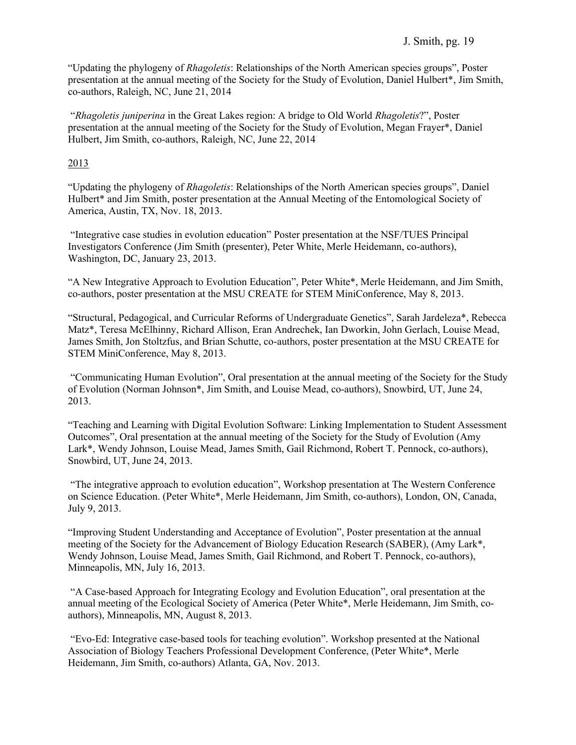"Updating the phylogeny of *Rhagoletis*: Relationships of the North American species groups", Poster presentation at the annual meeting of the Society for the Study of Evolution, Daniel Hulbert*, Jim Smith, co-authors, Raleigh, NC, June 21, 2014

"*Rhagoletis juniperina* in the Great Lakes region: A bridge to Old World *Rhagoletis*?", Poster presentation at the annual meeting of the Society for the Study of Evolution, Megan Frayer*, Daniel Hulbert, Jim Smith, co-authors, Raleigh, NC, June 22, 2014

<u>2013</u>

"Updating the phylogeny of *Rhagoletis*: Relationships of the North American species groups", Daniel Hulbert* and Jim Smith, poster presentation at the Annual Meeting of the Entomological Society of America, Austin, TX, Nov. 18, 2013.

"Integrative case studies in evolution education" Poster presentation at the NSF/TUES Principal Investigators Conference (Jim Smith (presenter), Peter White, Merle Heidemann, co-authors), Washington, DC, January 23, 2013.

"A New Integrative Approach to Evolution Education", Peter White*, Merle Heidemann, and Jim Smith, co-authors, poster presentation at the MSU CREATE for STEM MiniConference, May 8, 2013.

"Structural, Pedagogical, and Curricular Reforms of Undergraduate Genetics", Sarah Jardeleza*, Rebecca Matz*, Teresa McElhinny, Richard Allison, Eran Andrechek, Ian Dworkin, John Gerlach, Louise Mead, James Smith, Jon Stoltzfus, and Brian Schutte, co-authors, poster presentation at the MSU CREATE for STEM MiniConference, May 8, 2013.

"Communicating Human Evolution", Oral presentation at the annual meeting of the Society for the Study of Evolution (Norman Johnson*, Jim Smith, and Louise Mead, co-authors), Snowbird, UT, June 24, 2013.

"Teaching and Learning with Digital Evolution Software: Linking Implementation to Student Assessment Outcomes", Oral presentation at the annual meeting of the Society for the Study of Evolution (Amy Lark*, Wendy Johnson, Louise Mead, James Smith, Gail Richmond, Robert T. Pennock, co-authors), Snowbird, UT, June 24, 2013.

"The integrative approach to evolution education", Workshop presentation at The Western Conference on Science Education. (Peter White*, Merle Heidemann, Jim Smith, co-authors), London, ON, Canada, July 9, 2013.

"Improving Student Understanding and Acceptance of Evolution", Poster presentation at the annual meeting of the Society for the Advancement of Biology Education Research (SABER), (Amy Lark*, Wendy Johnson, Louise Mead, James Smith, Gail Richmond, and Robert T. Pennock, co-authors), Minneapolis, MN, July 16, 2013.

"A Case-based Approach for Integrating Ecology and Evolution Education", oral presentation at the annual meeting of the Ecological Society of America (Peter White*, Merle Heidemann, Jim Smith, co-authors), Minneapolis, MN, August 8, 2013.

"Evo-Ed: Integrative case-based tools for teaching evolution". Workshop presented at the National Association of Biology Teachers Professional Development Conference, (Peter White*, Merle Heidemann, Jim Smith, co-authors) Atlanta, GA, Nov. 2013.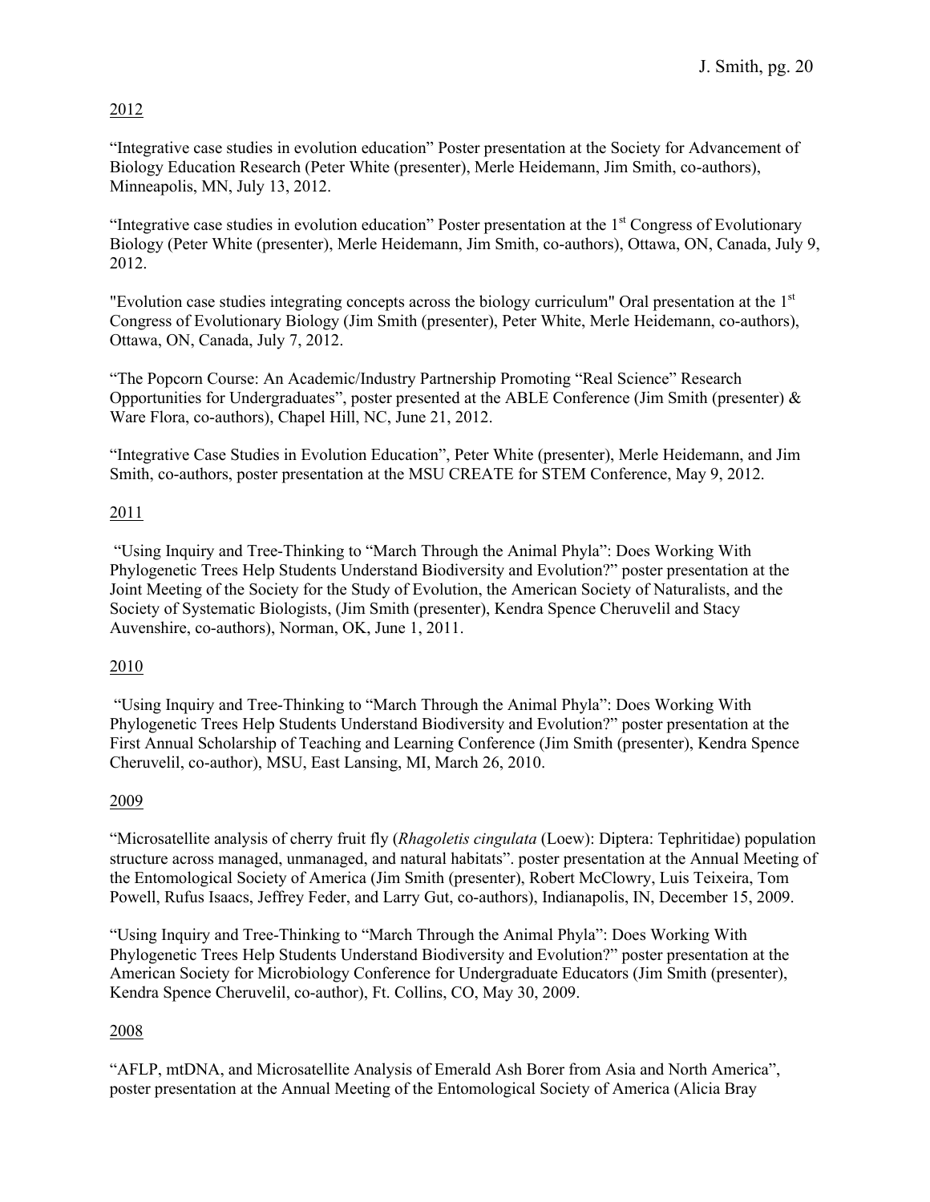<u>2012</u>

"Integrative case studies in evolution education" Poster presentation at the Society for Advancement of Biology Education Research (Peter White (presenter), Merle Heidemann, Jim Smith, co-authors), Minneapolis, MN, July 13, 2012.

"Integrative case studies in evolution education" Poster presentation at the 1st Congress of Evolutionary Biology (Peter White (presenter), Merle Heidemann, Jim Smith, co-authors), Ottawa, ON, Canada, July 9, 2012.

"Evolution case studies integrating concepts across the biology curriculum" Oral presentation at the 1st Congress of Evolutionary Biology (Jim Smith (presenter), Peter White, Merle Heidemann, co-authors), Ottawa, ON, Canada, July 7, 2012.

"The Popcorn Course: An Academic/Industry Partnership Promoting "Real Science" Research Opportunities for Undergraduates", poster presented at the ABLE Conference (Jim Smith (presenter) & Ware Flora, co-authors), Chapel Hill, NC, June 21, 2012.

"Integrative Case Studies in Evolution Education", Peter White (presenter), Merle Heidemann, and Jim Smith, co-authors, poster presentation at the MSU CREATE for STEM Conference, May 9, 2012.

<u>2011</u>

"Using Inquiry and Tree-Thinking to "March Through the Animal Phyla": Does Working With Phylogenetic Trees Help Students Understand Biodiversity and Evolution?" poster presentation at the Joint Meeting of the Society for the Study of Evolution, the American Society of Naturalists, and the Society of Systematic Biologists, (Jim Smith (presenter), Kendra Spence Cheruvelil and Stacy Auvenshire, co-authors), Norman, OK, June 1, 2011.

<u>2010</u>

"Using Inquiry and Tree-Thinking to "March Through the Animal Phyla": Does Working With Phylogenetic Trees Help Students Understand Biodiversity and Evolution?" poster presentation at the First Annual Scholarship of Teaching and Learning Conference (Jim Smith (presenter), Kendra Spence Cheruvelil, co-author), MSU, East Lansing, MI, March 26, 2010.

<u>2009</u>

"Microsatellite analysis of cherry fruit fly (*Rhagoletis cingulata* (Loew): Diptera: Tephritidae) population structure across managed, unmanaged, and natural habitats". poster presentation at the Annual Meeting of the Entomological Society of America (Jim Smith (presenter), Robert McClowry, Luis Teixeira, Tom Powell, Rufus Isaacs, Jeffrey Feder, and Larry Gut, co-authors), Indianapolis, IN, December 15, 2009.

"Using Inquiry and Tree-Thinking to "March Through the Animal Phyla": Does Working With Phylogenetic Trees Help Students Understand Biodiversity and Evolution?" poster presentation at the American Society for Microbiology Conference for Undergraduate Educators (Jim Smith (presenter), Kendra Spence Cheruvelil, co-author), Ft. Collins, CO, May 30, 2009.

<u>2008</u>

"AFLP, mtDNA, and Microsatellite Analysis of Emerald Ash Borer from Asia and North America", poster presentation at the Annual Meeting of the Entomological Society of America (Alicia Bray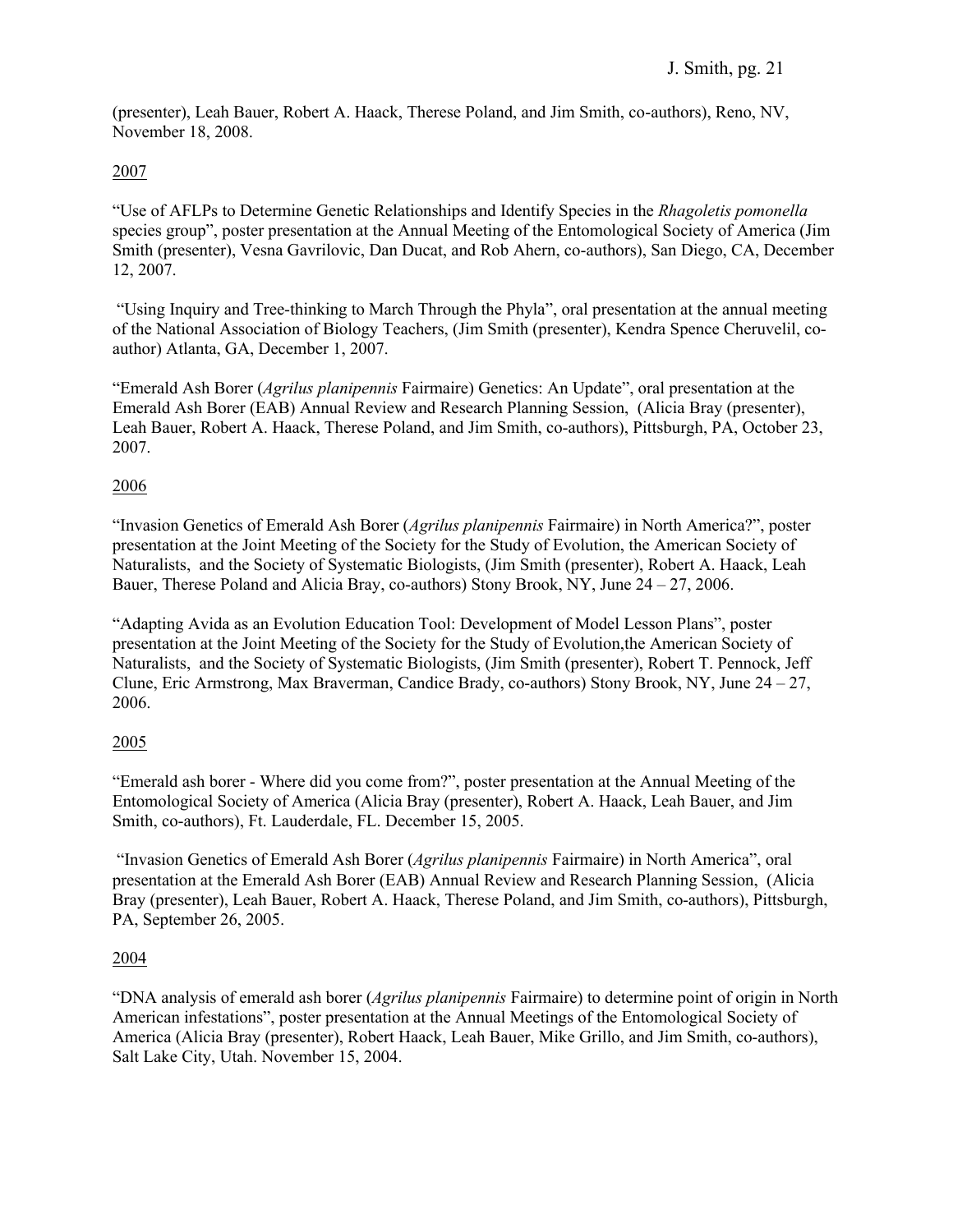(presenter), Leah Bauer, Robert A. Haack, Therese Poland, and Jim Smith, co-authors), Reno, NV, November 18, 2008.

<u>2007</u>

"Use of AFLPs to Determine Genetic Relationships and Identify Species in the *Rhagoletis pomonella* species group", poster presentation at the Annual Meeting of the Entomological Society of America (Jim Smith (presenter), Vesna Gavrilovic, Dan Ducat, and Rob Ahern, co-authors), San Diego, CA, December 12, 2007.

"Using Inquiry and Tree-thinking to March Through the Phyla", oral presentation at the annual meeting of the National Association of Biology Teachers, (Jim Smith (presenter), Kendra Spence Cheruvelil, co-author) Atlanta, GA, December 1, 2007.

"Emerald Ash Borer (*Agrilus planipennis* Fairmaire) Genetics: An Update", oral presentation at the Emerald Ash Borer (EAB) Annual Review and Research Planning Session, (Alicia Bray (presenter), Leah Bauer, Robert A. Haack, Therese Poland, and Jim Smith, co-authors), Pittsburgh, PA, October 23, 2007.

<u>2006</u>

"Invasion Genetics of Emerald Ash Borer (*Agrilus planipennis* Fairmaire) in North America?", poster presentation at the Joint Meeting of the Society for the Study of Evolution, the American Society of Naturalists, and the Society of Systematic Biologists, (Jim Smith (presenter), Robert A. Haack, Leah Bauer, Therese Poland and Alicia Bray, co-authors) Stony Brook, NY, June 24 – 27, 2006.

"Adapting Avida as an Evolution Education Tool: Development of Model Lesson Plans", poster presentation at the Joint Meeting of the Society for the Study of Evolution,the American Society of Naturalists, and the Society of Systematic Biologists, (Jim Smith (presenter), Robert T. Pennock, Jeff Clune, Eric Armstrong, Max Braverman, Candice Brady, co-authors) Stony Brook, NY, June 24 – 27, 2006.

<u>2005</u>

"Emerald ash borer - Where did you come from?", poster presentation at the Annual Meeting of the Entomological Society of America (Alicia Bray (presenter), Robert A. Haack, Leah Bauer, and Jim Smith, co-authors), Ft. Lauderdale, FL. December 15, 2005.

"Invasion Genetics of Emerald Ash Borer (*Agrilus planipennis* Fairmaire) in North America", oral presentation at the Emerald Ash Borer (EAB) Annual Review and Research Planning Session, (Alicia Bray (presenter), Leah Bauer, Robert A. Haack, Therese Poland, and Jim Smith, co-authors), Pittsburgh, PA, September 26, 2005.

<u>2004</u>

"DNA analysis of emerald ash borer (*Agrilus planipennis* Fairmaire) to determine point of origin in North American infestations", poster presentation at the Annual Meetings of the Entomological Society of America (Alicia Bray (presenter), Robert Haack, Leah Bauer, Mike Grillo, and Jim Smith, co-authors), Salt Lake City, Utah. November 15, 2004.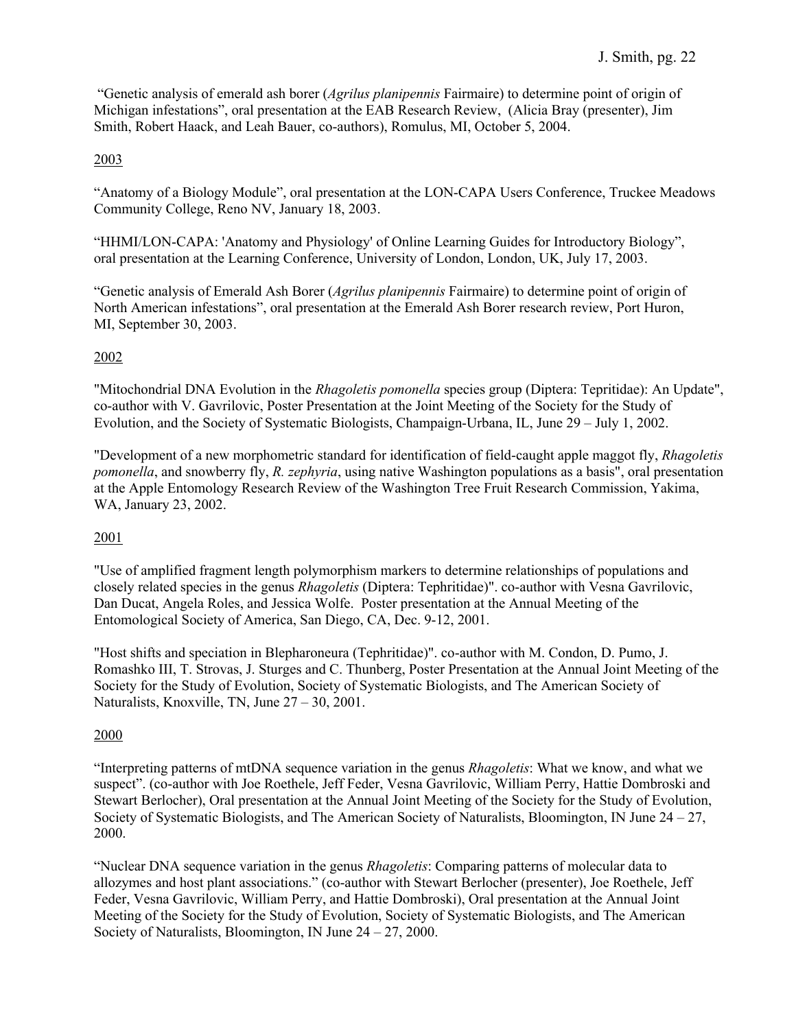"Genetic analysis of emerald ash borer (*Agrilus planipennis* Fairmaire) to determine point of origin of Michigan infestations", oral presentation at the EAB Research Review, (Alicia Bray (presenter), Jim Smith, Robert Haack, and Leah Bauer, co-authors), Romulus, MI, October 5, 2004.

<u>2003</u>

"Anatomy of a Biology Module", oral presentation at the LON-CAPA Users Conference, Truckee Meadows Community College, Reno NV, January 18, 2003.

"HHMI/LON-CAPA: 'Anatomy and Physiology' of Online Learning Guides for Introductory Biology", oral presentation at the Learning Conference, University of London, London, UK, July 17, 2003.

"Genetic analysis of Emerald Ash Borer (*Agrilus planipennis* Fairmaire) to determine point of origin of North American infestations", oral presentation at the Emerald Ash Borer research review, Port Huron, MI, September 30, 2003.

<u>2002</u>

"Mitochondrial DNA Evolution in the *Rhagoletis pomonella* species group (Diptera: Tepritidae): An Update", co-author with V. Gavrilovic, Poster Presentation at the Joint Meeting of the Society for the Study of Evolution, and the Society of Systematic Biologists, Champaign-Urbana, IL, June 29 – July 1, 2002.

"Development of a new morphometric standard for identification of field-caught apple maggot fly, *Rhagoletis pomonella*, and snowberry fly, *R. zephyria*, using native Washington populations as a basis", oral presentation at the Apple Entomology Research Review of the Washington Tree Fruit Research Commission, Yakima, WA, January 23, 2002.

<u>2001</u>

"Use of amplified fragment length polymorphism markers to determine relationships of populations and closely related species in the genus *Rhagoletis* (Diptera: Tephritidae)". co-author with Vesna Gavrilovic, Dan Ducat, Angela Roles, and Jessica Wolfe. Poster presentation at the Annual Meeting of the Entomological Society of America, San Diego, CA, Dec. 9-12, 2001.

"Host shifts and speciation in Blepharoneura (Tephritidae)". co-author with M. Condon, D. Pumo, J. Romashko III, T. Strovas, J. Sturges and C. Thunberg, Poster Presentation at the Annual Joint Meeting of the Society for the Study of Evolution, Society of Systematic Biologists, and The American Society of Naturalists, Knoxville, TN, June 27 – 30, 2001.

<u>2000</u>

"Interpreting patterns of mtDNA sequence variation in the genus *Rhagoletis*: What we know, and what we suspect". (co-author with Joe Roethele, Jeff Feder, Vesna Gavrilovic, William Perry, Hattie Dombroski and Stewart Berlocher), Oral presentation at the Annual Joint Meeting of the Society for the Study of Evolution, Society of Systematic Biologists, and The American Society of Naturalists, Bloomington, IN June 24 – 27, 2000.

"Nuclear DNA sequence variation in the genus *Rhagoletis*: Comparing patterns of molecular data to allozymes and host plant associations." (co-author with Stewart Berlocher (presenter), Joe Roethele, Jeff Feder, Vesna Gavrilovic, William Perry, and Hattie Dombroski), Oral presentation at the Annual Joint Meeting of the Society for the Study of Evolution, Society of Systematic Biologists, and The American Society of Naturalists, Bloomington, IN June 24 – 27, 2000.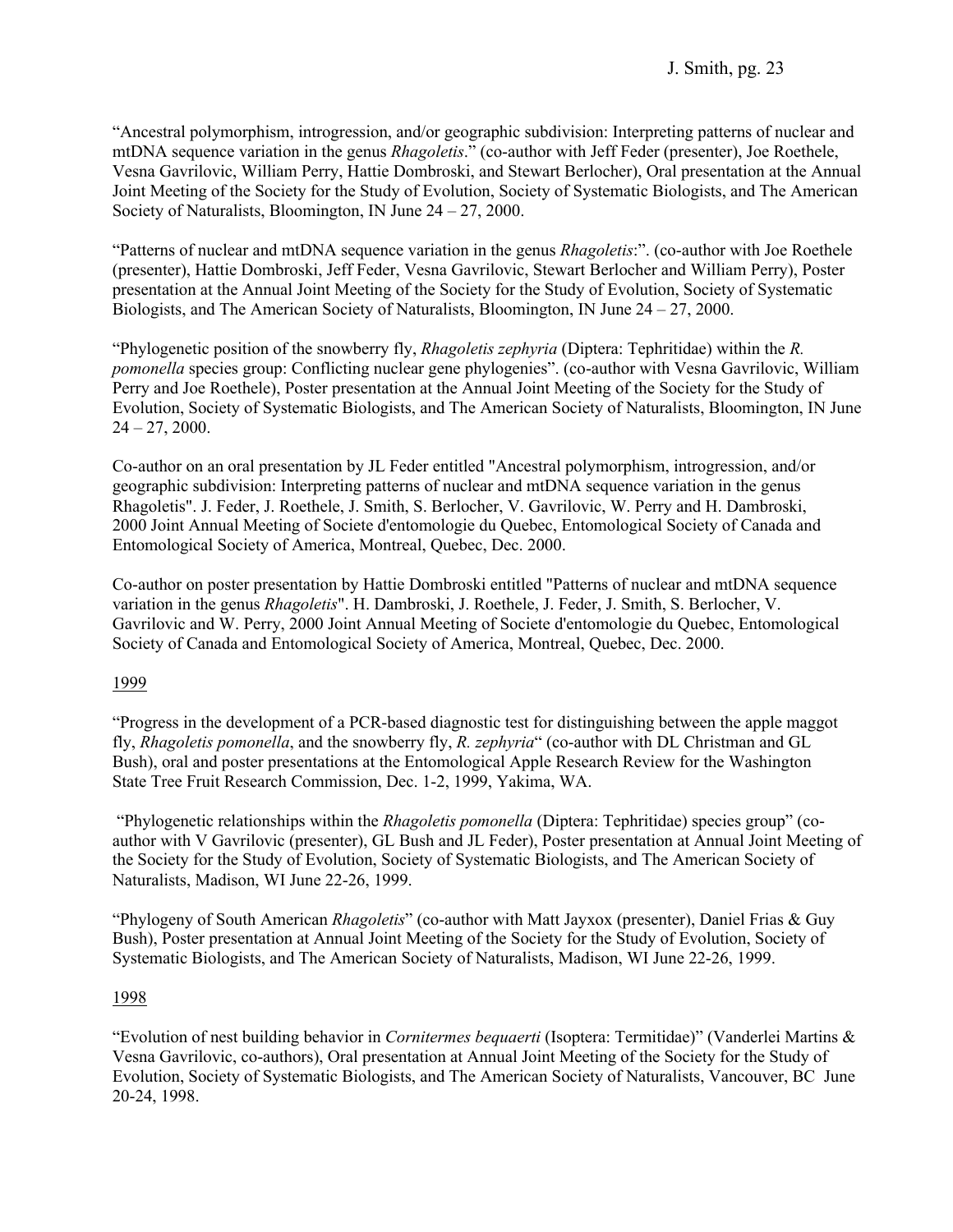"Ancestral polymorphism, introgression, and/or geographic subdivision: Interpreting patterns of nuclear and mtDNA sequence variation in the genus *Rhagoletis*." (co-author with Jeff Feder (presenter), Joe Roethele, Vesna Gavrilovic, William Perry, Hattie Dombroski, and Stewart Berlocher), Oral presentation at the Annual Joint Meeting of the Society for the Study of Evolution, Society of Systematic Biologists, and The American Society of Naturalists, Bloomington, IN June 24 – 27, 2000.

"Patterns of nuclear and mtDNA sequence variation in the genus *Rhagoletis*:". (co-author with Joe Roethele (presenter), Hattie Dombroski, Jeff Feder, Vesna Gavrilovic, Stewart Berlocher and William Perry), Poster presentation at the Annual Joint Meeting of the Society for the Study of Evolution, Society of Systematic Biologists, and The American Society of Naturalists, Bloomington, IN June 24 – 27, 2000.

"Phylogenetic position of the snowberry fly, *Rhagoletis zephyria* (Diptera: Tephritidae) within the *R. pomonella* species group: Conflicting nuclear gene phylogenies". (co-author with Vesna Gavrilovic, William Perry and Joe Roethele), Poster presentation at the Annual Joint Meeting of the Society for the Study of Evolution, Society of Systematic Biologists, and The American Society of Naturalists, Bloomington, IN June 24 – 27, 2000.

Co-author on an oral presentation by JL Feder entitled "Ancestral polymorphism, introgression, and/or geographic subdivision: Interpreting patterns of nuclear and mtDNA sequence variation in the genus Rhagoletis". J. Feder, J. Roethele, J. Smith, S. Berlocher, V. Gavrilovic, W. Perry and H. Dambroski, 2000 Joint Annual Meeting of Societe d'entomologie du Quebec, Entomological Society of Canada and Entomological Society of America, Montreal, Quebec, Dec. 2000.

Co-author on poster presentation by Hattie Dombroski entitled "Patterns of nuclear and mtDNA sequence variation in the genus *Rhagoletis*". H. Dambroski, J. Roethele, J. Feder, J. Smith, S. Berlocher, V. Gavrilovic and W. Perry, 2000 Joint Annual Meeting of Societe d'entomologie du Quebec, Entomological Society of Canada and Entomological Society of America, Montreal, Quebec, Dec. 2000.

1999

"Progress in the development of a PCR-based diagnostic test for distinguishing between the apple maggot fly, *Rhagoletis pomonella*, and the snowberry fly, *R. zephyria*" (co-author with DL Christman and GL Bush), oral and poster presentations at the Entomological Apple Research Review for the Washington State Tree Fruit Research Commission, Dec. 1-2, 1999, Yakima, WA.

"Phylogenetic relationships within the *Rhagoletis pomonella* (Diptera: Tephritidae) species group" (co-author with V Gavrilovic (presenter), GL Bush and JL Feder), Poster presentation at Annual Joint Meeting of the Society for the Study of Evolution, Society of Systematic Biologists, and The American Society of Naturalists, Madison, WI June 22-26, 1999.

"Phylogeny of South American *Rhagoletis*" (co-author with Matt Jayxox (presenter), Daniel Frias & Guy Bush), Poster presentation at Annual Joint Meeting of the Society for the Study of Evolution, Society of Systematic Biologists, and The American Society of Naturalists, Madison, WI June 22-26, 1999.

1998

"Evolution of nest building behavior in *Cornitermes bequaerti* (Isoptera: Termitidae)" (Vanderlei Martins & Vesna Gavrilovic, co-authors), Oral presentation at Annual Joint Meeting of the Society for the Study of Evolution, Society of Systematic Biologists, and The American Society of Naturalists, Vancouver, BC June 20-24, 1998.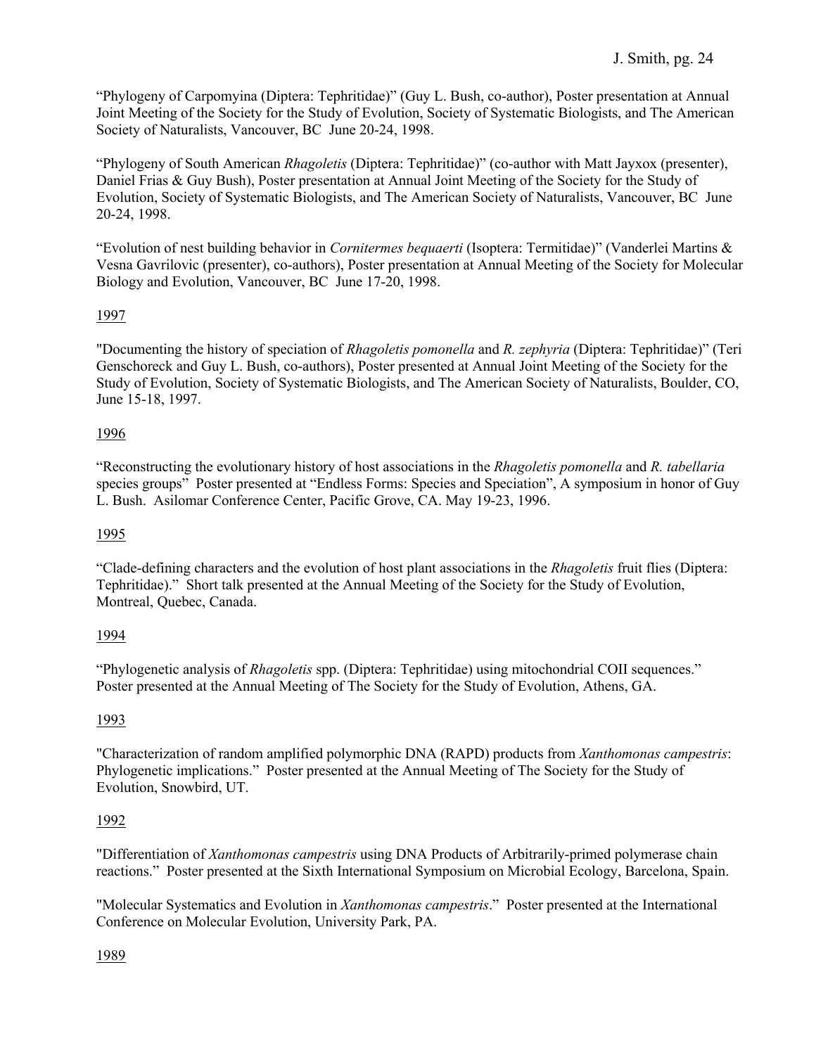"Phylogeny of Carpomyina (Diptera: Tephritidae)" (Guy L. Bush, co-author), Poster presentation at Annual Joint Meeting of the Society for the Study of Evolution, Society of Systematic Biologists, and The American Society of Naturalists, Vancouver, BC  June 20-24, 1998.

"Phylogeny of South American *Rhagoletis* (Diptera: Tephritidae)" (co-author with Matt Jayxox (presenter), Daniel Frias & Guy Bush), Poster presentation at Annual Joint Meeting of the Society for the Study of Evolution, Society of Systematic Biologists, and The American Society of Naturalists, Vancouver, BC  June 20-24, 1998.

"Evolution of nest building behavior in *Cornitermes bequaerti* (Isoptera: Termitidae)" (Vanderlei Martins & Vesna Gavrilovic (presenter), co-authors), Poster presentation at Annual Meeting of the Society for Molecular Biology and Evolution, Vancouver, BC  June 17-20, 1998.

<u>1997</u>

"Documenting the history of speciation of *Rhagoletis pomonella* and *R. zephyria* (Diptera: Tephritidae)" (Teri Genschoreck and Guy L. Bush, co-authors), Poster presented at Annual Joint Meeting of the Society for the Study of Evolution, Society of Systematic Biologists, and The American Society of Naturalists, Boulder, CO, June 15-18, 1997.

<u>1996</u>

"Reconstructing the evolutionary history of host associations in the *Rhagoletis pomonella* and *R. tabellaria* species groups"  Poster presented at "Endless Forms: Species and Speciation", A symposium in honor of Guy L. Bush.  Asilomar Conference Center, Pacific Grove, CA. May 19-23, 1996.

<u>1995</u>

"Clade-defining characters and the evolution of host plant associations in the *Rhagoletis* fruit flies (Diptera: Tephritidae)."  Short talk presented at the Annual Meeting of the Society for the Study of Evolution, Montreal, Quebec, Canada.

<u>1994</u>

"Phylogenetic analysis of *Rhagoletis* spp. (Diptera: Tephritidae) using mitochondrial COII sequences." Poster presented at the Annual Meeting of The Society for the Study of Evolution, Athens, GA.

<u>1993</u>

"Characterization of random amplified polymorphic DNA (RAPD) products from *Xanthomonas campestris*: Phylogenetic implications."  Poster presented at the Annual Meeting of The Society for the Study of Evolution, Snowbird, UT.

<u>1992</u>

"Differentiation of *Xanthomonas campestris* using DNA Products of Arbitrarily-primed polymerase chain reactions."  Poster presented at the Sixth International Symposium on Microbial Ecology, Barcelona, Spain.

"Molecular Systematics and Evolution in *Xanthomonas campestris*."  Poster presented at the International Conference on Molecular Evolution, University Park, PA.

<u>1989</u>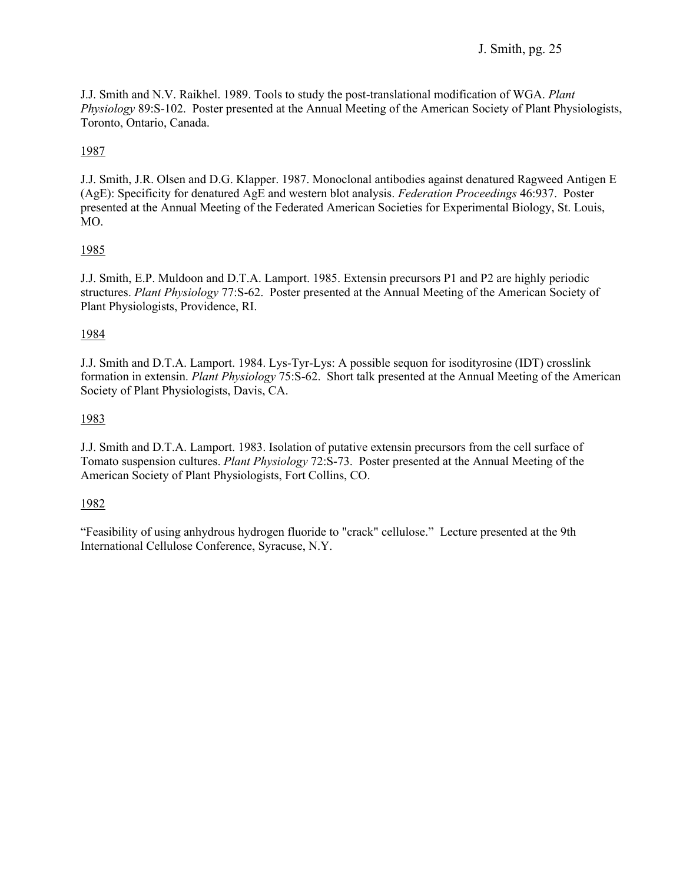J.J. Smith and N.V. Raikhel. 1989. Tools to study the post-translational modification of WGA. *Plant Physiology* 89:S-102. Poster presented at the Annual Meeting of the American Society of Plant Physiologists, Toronto, Ontario, Canada.

<u>1987</u>

J.J. Smith, J.R. Olsen and D.G. Klapper. 1987. Monoclonal antibodies against denatured Ragweed Antigen E (AgE): Specificity for denatured AgE and western blot analysis. *Federation Proceedings* 46:937. Poster presented at the Annual Meeting of the Federated American Societies for Experimental Biology, St. Louis, MO.

<u>1985</u>

J.J. Smith, E.P. Muldoon and D.T.A. Lamport. 1985. Extensin precursors P1 and P2 are highly periodic structures. *Plant Physiology* 77:S-62. Poster presented at the Annual Meeting of the American Society of Plant Physiologists, Providence, RI.

<u>1984</u>

J.J. Smith and D.T.A. Lamport. 1984. Lys-Tyr-Lys: A possible sequon for isodityrosine (IDT) crosslink formation in extensin. *Plant Physiology* 75:S-62. Short talk presented at the Annual Meeting of the American Society of Plant Physiologists, Davis, CA.

<u>1983</u>

J.J. Smith and D.T.A. Lamport. 1983. Isolation of putative extensin precursors from the cell surface of Tomato suspension cultures. *Plant Physiology* 72:S-73. Poster presented at the Annual Meeting of the American Society of Plant Physiologists, Fort Collins, CO.

<u>1982</u>

"Feasibility of using anhydrous hydrogen fluoride to "crack" cellulose." Lecture presented at the 9th International Cellulose Conference, Syracuse, N.Y.